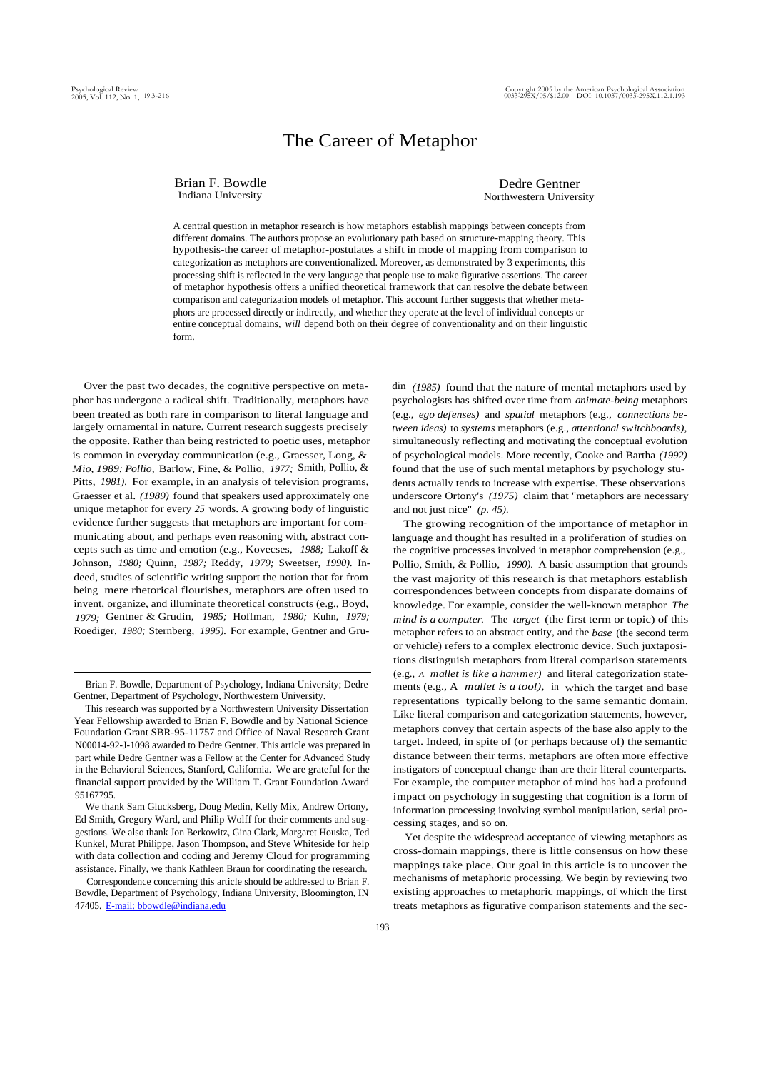# The Career of Metaphor

Brian F. Bowdle
Indiana University

Dedre Gentner
Northwestern University

A central question in metaphor research is how metaphors establish mappings between concepts from different domains. The authors propose an evolutionary path based on structure-mapping theory. This hypothesis-the career of metaphor-postulates a shift in mode of mapping from comparison to categorization as metaphors are conventionalized. Moreover, as demonstrated by 3 experiments, this processing shift is reflected in the very language that people use to make figurative assertions. The career of metaphor hypothesis offers a unified theoretical framework that can resolve the debate between comparison and categorization models of metaphor. This account further suggests that whether metaphors are processed directly or indirectly, and whether they operate at the level of individual concepts or entire conceptual domains, *will* depend both on their degree of conventionality and on their linguistic form.

Over the past two decades, the cognitive perspective on metaphor has undergone a radical shift. Traditionally, metaphors have been treated as both rare in comparison to literal language and largely ornamental in nature. Current research suggests precisely the opposite. Rather than being restricted to poetic uses, metaphor is common in everyday communication (e.g., Graesser, Long, & Mio, *1989;* Pollio, Barlow, Fine, & Pollio, *1977;* Smith, Pollio, & Pitts, *1981).* For example, in an analysis of television programs, Graesser et al. *(1989)* found that speakers used approximately one unique metaphor for every *25* words. A growing body of linguistic evidence further suggests that metaphors are important for communicating about, and perhaps even reasoning with, abstract concepts such as time and emotion (e.g., Kovecses, *1988;* Lakoff & Johnson, *1980;* Quinn, *1987;* Reddy, *1979;* Sweetser, *1990).* Indeed, studies of scientific writing support the notion that far from being mere rhetorical flourishes, metaphors are often used to invent, organize, and illuminate theoretical constructs (e.g., Boyd, *1979;* Gentner & Grudin, *1985;* Hoffman, *1980;* Kuhn, *1979;* Roediger, *1980;* Sternberg, *1995).* For example, Gentner and Grudin *(1985)* found that the nature of mental metaphors used by psychologists has shifted over time from *animate-being* metaphors (e.g., *ego defenses)* and *spatial* metaphors (e.g., *connections between ideas)* to *systems* metaphors (e.g., *attentional switchboards),* simultaneously reflecting and motivating the conceptual evolution of psychological models. More recently, Cooke and Bartha *(1992)* found that the use of such mental metaphors by psychology students actually tends to increase with expertise. These observations underscore Ortony's *(1975)* claim that "metaphors are necessary and not just nice" *(p. 45).*

The growing recognition of the importance of metaphor in language and thought has resulted in a proliferation of studies on the cognitive processes involved in metaphor comprehension (e.g., Pollio, Smith, & Pollio, *1990).* A basic assumption that grounds the vast majority of this research is that metaphors establish correspondences between concepts from disparate domains of knowledge. For example, consider the well-known metaphor *The mind is a computer.* The *target* (the first term or topic) of this metaphor refers to an abstract entity, and the *base* (the second term or vehicle) refers to a complex electronic device. Such juxtapositions distinguish metaphors from literal comparison statements (e.g., *A mallet is like a hammer)* and literal categorization statements (e.g., A *mallet is a tool),* in which the target and base representations typically belong to the same semantic domain. Like literal comparison and categorization statements, however, metaphors convey that certain aspects of the base also apply to the target. Indeed, in spite of (or perhaps because of) the semantic distance between their terms, metaphors are often more effective instigators of conceptual change than are their literal counterparts. For example, the computer metaphor of mind has had a profound impact on psychology in suggesting that cognition is a form of information processing involving symbol manipulation, serial processing stages, and so on.

Yet despite the widespread acceptance of viewing metaphors as cross-domain mappings, there is little consensus on how these mappings take place. Our goal in this article is to uncover the mechanisms of metaphoric processing. We begin by reviewing two existing approaches to metaphoric mappings, of which the first treats metaphors as figurative comparison statements and the sec-

---

Brian F. Bowdle, Department of Psychology, Indiana University; Dedre Gentner, Department of Psychology, Northwestern University.

This research was supported by a Northwestern University Dissertation Year Fellowship awarded to Brian F. Bowdle and by National Science Foundation Grant SBR-95-11757 and Office of Naval Research Grant N00014-92-J-1098 awarded to Dedre Gentner. This article was prepared in part while Dedre Gentner was a Fellow at the Center for Advanced Study in the Behavioral Sciences, Stanford, California. We are grateful for the financial support provided by the William T. Grant Foundation Award 95167795.

We thank Sam Glucksberg, Doug Medin, Kelly Mix, Andrew Ortony, Ed Smith, Gregory Ward, and Philip Wolff for their comments and suggestions. We also thank Jon Berkowitz, Gina Clark, Margaret Houska, Ted Kunkel, Murat Philippe, Jason Thompson, and Steve Whiteside for help with data collection and coding and Jeremy Cloud for programming assistance. Finally, we thank Kathleen Braun for coordinating the research.

Correspondence concerning this article should be addressed to Brian F. Bowdle, Department of Psychology, Indiana University, Bloomington, IN 47405. E-mail: bbowdle@indiana.edu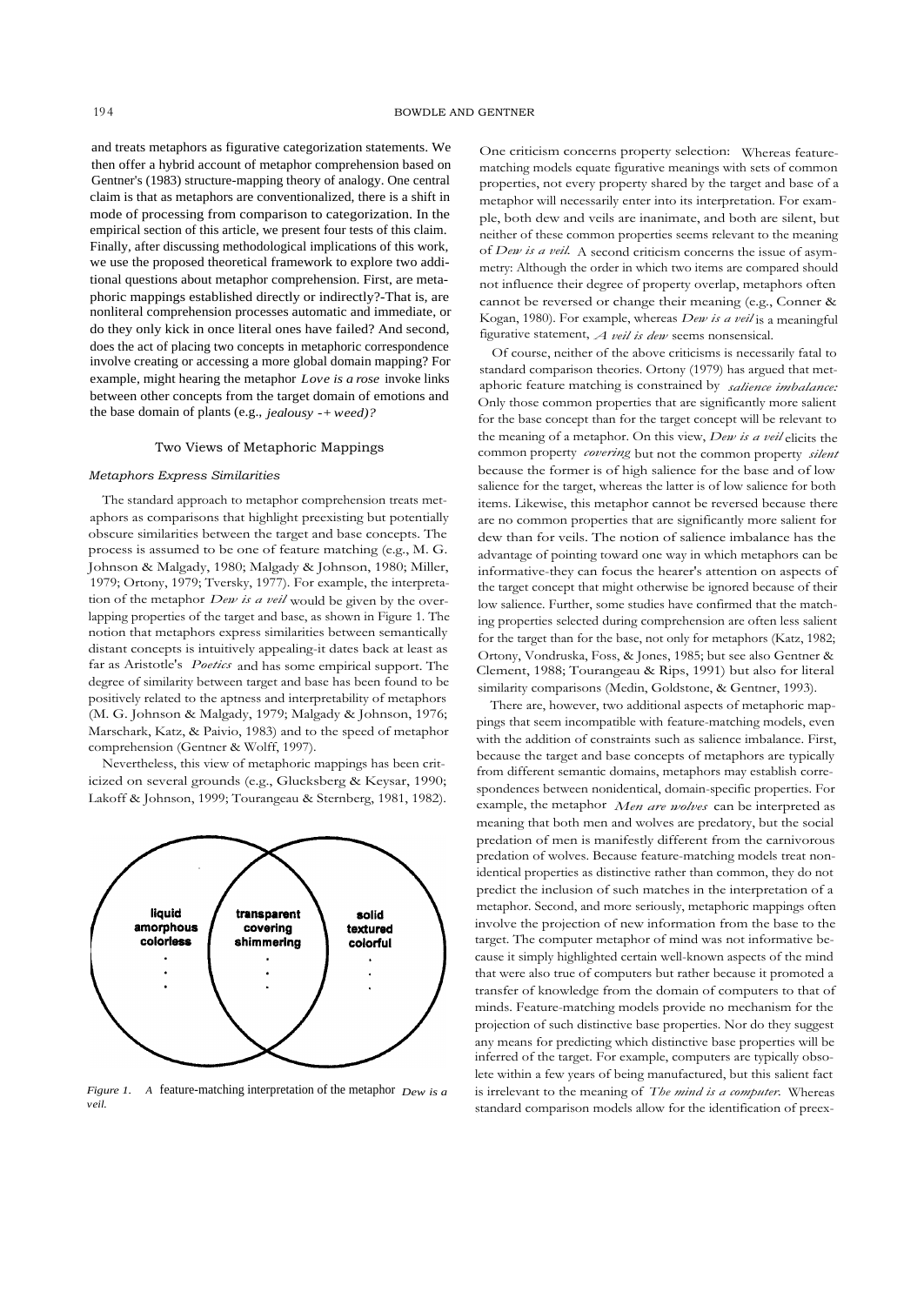and treats metaphors as figurative categorization statements. We then offer a hybrid account of metaphor comprehension based on Gentner's (1983) structure-mapping theory of analogy. One central claim is that as metaphors are conventionalized, there is a shift in mode of processing from comparison to categorization. In the empirical section of this article, we present four tests of this claim. Finally, after discussing methodological implications of this work, we use the proposed theoretical framework to explore two additional questions about metaphor comprehension. First, are metaphoric mappings established directly or indirectly?-That is, are nonliteral comprehension processes automatic and immediate, or do they only kick in once literal ones have failed? And second, does the act of placing two concepts in metaphoric correspondence involve creating or accessing a more global domain mapping? For example, might hearing the metaphor *Love is a rose* invoke links between other concepts from the target domain of emotions and the base domain of plants (e.g., *jealousy -+ weed)?*

## Two Views of Metaphoric Mappings

### *Metaphors Express Similarities*

The standard approach to metaphor comprehension treats metaphors as comparisons that highlight preexisting but potentially obscure similarities between the target and base concepts. The process is assumed to be one of feature matching (e.g., M. G. Johnson & Malgady, 1980; Malgady & Johnson, 1980; Miller, 1979; Ortony, 1979; Tversky, 1977). For example, the interpretation of the metaphor *Dew is a veil* would be given by the overlapping properties of the target and base, as shown in Figure 1. The notion that metaphors express similarities between semantically distant concepts is intuitively appealing-it dates back at least as far as Aristotle's *Poetics* and has some empirical support. The degree of similarity between target and base has been found to be positively related to the aptness and interpretability of metaphors (M. G. Johnson & Malgady, 1979; Malgady & Johnson, 1976; Marschark, Katz, & Paivio, 1983) and to the speed of metaphor comprehension (Gentner & Wolff, 1997).

Nevertheless, this view of metaphoric mappings has been criticized on several grounds (e.g., Glucksberg & Keysar, 1990; Lakoff & Johnson, 1999; Tourangeau & Sternberg, 1981, 1982).

*Figure 1.* A feature-matching interpretation of the metaphor *Dew is a veil.*

One criticism concerns property selection: Whereas feature-matching models equate figurative meanings with sets of common properties, not every property shared by the target and base of a metaphor will necessarily enter into its interpretation. For example, both dew and veils are inanimate, and both are silent, but neither of these common properties seems relevant to the meaning of *Dew is a veil.* A second criticism concerns the issue of asymmetry: Although the order in which two items are compared should not influence their degree of property overlap, metaphors often cannot be reversed or change their meaning (e.g., Conner & Kogan, 1980). For example, whereas *Dew is a veil* is a meaningful figurative statement, *A veil is dew* seems nonsensical.

Of course, neither of the above criticisms is necessarily fatal to standard comparison theories. Ortony (1979) has argued that metaphoric feature matching is constrained by *salience imbalance:* Only those common properties that are significantly more salient for the base concept than for the target concept will be relevant to the meaning of a metaphor. On this view, *Dew is a veil* elicits the common property *covering* but not the common property *silent* because the former is of high salience for the base and of low salience for the target, whereas the latter is of low salience for both items. Likewise, this metaphor cannot be reversed because there are no common properties that are significantly more salient for dew than for veils. The notion of salience imbalance has the advantage of pointing toward one way in which metaphors can be informative-they can focus the hearer's attention on aspects of the target concept that might otherwise be ignored because of their low salience. Further, some studies have confirmed that the matching properties selected during comprehension are often less salient for the target than for the base, not only for metaphors (Katz, 1982; Ortony, Vondruska, Foss, & Jones, 1985; but see also Gentner & Clement, 1988; Tourangeau & Rips, 1991) but also for literal similarity comparisons (Medin, Goldstone, & Gentner, 1993).

There are, however, two additional aspects of metaphoric mappings that seem incompatible with feature-matching models, even with the addition of constraints such as salience imbalance. First, because the target and base concepts of metaphors are typically from different semantic domains, metaphors may establish correspondences between nonidentical, domain-specific properties. For example, the metaphor *Men are wolves* can be interpreted as meaning that both men and wolves are predatory, but the social predation of men is manifestly different from the carnivorous predation of wolves. Because feature-matching models treat nonidentical properties as distinctive rather than common, they do not predict the inclusion of such matches in the interpretation of a metaphor. Second, and more seriously, metaphoric mappings often involve the projection of new information from the base to the target. The computer metaphor of mind was not informative because it simply highlighted certain well-known aspects of the mind that were also true of computers but rather because it promoted a transfer of knowledge from the domain of computers to that of minds. Feature-matching models provide no mechanism for the projection of such distinctive base properties. Nor do they suggest any means for predicting which distinctive base properties will be inferred of the target. For example, computers are typically obsolete within a few years of being manufactured, but this salient fact is irrelevant to the meaning of *The mind is a computer.* Whereas standard comparison models allow for the identification of preex-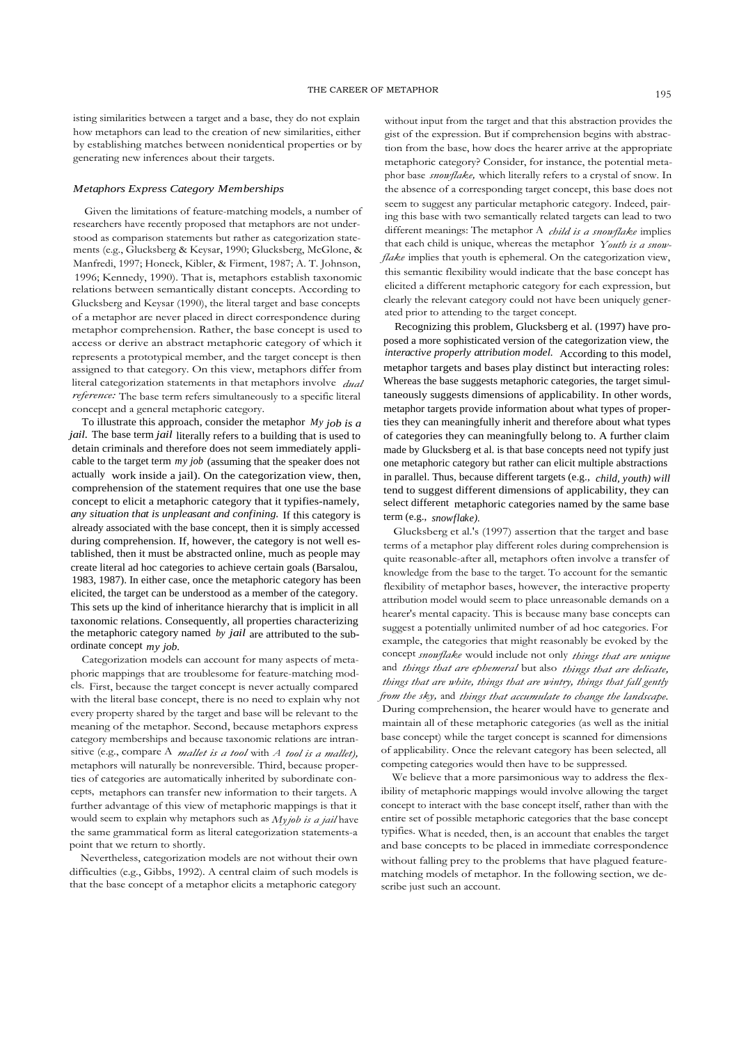isting similarities between a target and a base, they do not explain how metaphors can lead to the creation of new similarities, either by establishing matches between nonidentical properties or by generating new inferences about their targets.

### *Metaphors Express Category Memberships*

Given the limitations of feature-matching models, a number of researchers have recently proposed that metaphors are not understood as comparison statements but rather as categorization statements (e.g., Glucksberg & Keysar, 1990; Glucksberg, McGlone, & Manfredi, 1997; Honeck, Kibler, & Firment, 1987; A. T. Johnson, 1996; Kennedy, 1990). That is, metaphors establish taxonomic relations between semantically distant concepts. According to Glucksberg and Keysar (1990), the literal target and base concepts of a metaphor are never placed in direct correspondence during metaphor comprehension. Rather, the base concept is used to access or derive an abstract metaphoric category of which it represents a prototypical member, and the target concept is then assigned to that category. On this view, metaphors differ from literal categorization statements in that metaphors involve *dual reference:* The base term refers simultaneously to a specific literal concept and a general metaphoric category.

To illustrate this approach, consider the metaphor *My job is a jail.* The base term *jail* literally refers to a building that is used to detain criminals and therefore does not seem immediately applicable to the target term *my job* (assuming that the speaker does not actually work inside a jail). On the categorization view, then, comprehension of the statement requires that one use the base concept to elicit a metaphoric category that it typifies-namely, *any situation that is unpleasant and confining.* If this category is already associated with the base concept, then it is simply accessed during comprehension. If, however, the category is not well established, then it must be abstracted online, much as people may create literal ad hoc categories to achieve certain goals (Barsalou, 1983, 1987). In either case, once the metaphoric category has been elicited, the target can be understood as a member of the category. This sets up the kind of inheritance hierarchy that is implicit in all taxonomic relations. Consequently, all properties characterizing the metaphoric category named *by jail* are attributed to the subordinate concept *my job.*

Categorization models can account for many aspects of metaphoric mappings that are troublesome for feature-matching models. First, because the target concept is never actually compared with the literal base concept, there is no need to explain why not every property shared by the target and base will be relevant to the meaning of the metaphor. Second, because metaphors express category memberships and because taxonomic relations are intransitive (e.g., compare A *mallet is a tool* with *A tool is a mallet),* metaphors will naturally be nonreversible. Third, because properties of categories are automatically inherited by subordinate concepts, metaphors can transfer new information to their targets. A further advantage of this view of metaphoric mappings is that it would seem to explain why metaphors such as *My job is a jail* have the same grammatical form as literal categorization statements-a point that we return to shortly.

Nevertheless, categorization models are not without their own difficulties (e.g., Gibbs, 1992). A central claim of such models is that the base concept of a metaphor elicits a metaphoric category without input from the target and that this abstraction provides the gist of the expression. But if comprehension begins with abstraction from the base, how does the hearer arrive at the appropriate metaphoric category? Consider, for instance, the potential metaphor base *snowflake,* which literally refers to a crystal of snow. In the absence of a corresponding target concept, this base does not seem to suggest any particular metaphoric category. Indeed, pairing this base with two semantically related targets can lead to two different meanings: The metaphor A *child is a snowflake* implies that each child is unique, whereas the metaphor *Youth is a snowflake* implies that youth is ephemeral. On the categorization view, this semantic flexibility would indicate that the base concept has elicited a different metaphoric category for each expression, but clearly the relevant category could not have been uniquely generated prior to attending to the target concept.

Recognizing this problem, Glucksberg et al. (1997) have proposed a more sophisticated version of the categorization view, the *interactive properly attribution model.* According to this model, metaphor targets and bases play distinct but interacting roles: Whereas the base suggests metaphoric categories, the target simultaneously suggests dimensions of applicability. In other words, metaphor targets provide information about what types of properties they can meaningfully inherit and therefore about what types of categories they can meaningfully belong to. A further claim made by Glucksberg et al. is that base concepts need not typify just one metaphoric category but rather can elicit multiple abstractions in parallel. Thus, because different targets (e.g., *child, youth) will* tend to suggest different dimensions of applicability, they can select different metaphoric categories named by the same base term (e.g., *snowflake).*

Glucksberg et al.'s (1997) assertion that the target and base terms of a metaphor play different roles during comprehension is quite reasonable-after all, metaphors often involve a transfer of knowledge from the base to the target. To account for the semantic flexibility of metaphor bases, however, the interactive property attribution model would seem to place unreasonable demands on a hearer's mental capacity. This is because many base concepts can suggest a potentially unlimited number of ad hoc categories. For example, the categories that might reasonably be evoked by the concept *snowflake* would include not only *things that are unique* and *things that are ephemeral* but also *things that are delicate, things that are white, things that are wintry, things that fall gently from the sky,* and *things that accumulate to change the landscape.* During comprehension, the hearer would have to generate and maintain all of these metaphoric categories (as well as the initial base concept) while the target concept is scanned for dimensions of applicability. Once the relevant category has been selected, all competing categories would then have to be suppressed.

We believe that a more parsimonious way to address the flexibility of metaphoric mappings would involve allowing the target concept to interact with the base concept itself, rather than with the entire set of possible metaphoric categories that the base concept typifies. What is needed, then, is an account that enables the target and base concepts to be placed in immediate correspondence without falling prey to the problems that have plagued feature-matching models of metaphor. In the following section, we describe just such an account.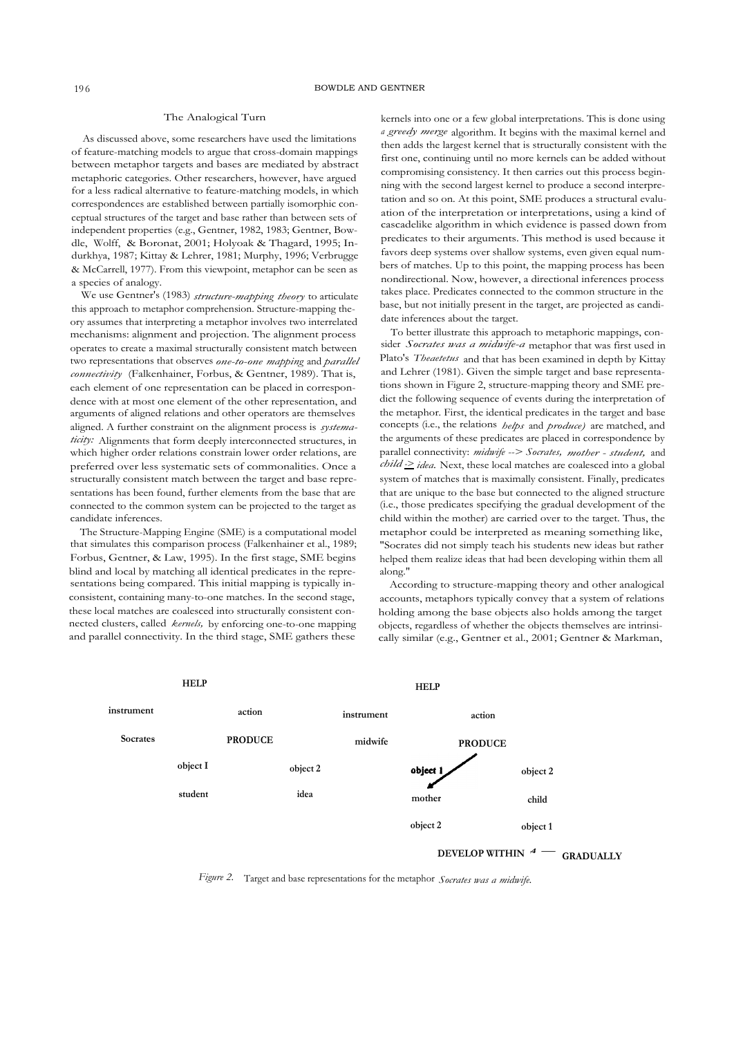## The Analogical Turn

As discussed above, some researchers have used the limitations of feature-matching models to argue that cross-domain mappings between metaphor targets and bases are mediated by abstract metaphoric categories. Other researchers, however, have argued for a less radical alternative to feature-matching models, in which correspondences are established between partially isomorphic conceptual structures of the target and base rather than between sets of independent properties (e.g., Gentner, 1982, 1983; Gentner, Bowdle, Wolff, & Boronat, 2001; Holyoak & Thagard, 1995; Indurkhya, 1987; Kittay & Lehrer, 1981; Murphy, 1996; Verbrugge & McCarrell, 1977). From this viewpoint, metaphor can be seen as a species of analogy.

We use Gentner's (1983) *structure-mapping theory* to articulate this approach to metaphor comprehension. Structure-mapping theory assumes that interpreting a metaphor involves two interrelated mechanisms: alignment and projection. The alignment process operates to create a maximal structurally consistent match between two representations that observes *one-to-one mapping* and *parallel connectivity* (Falkenhainer, Forbus, & Gentner, 1989). That is, each element of one representation can be placed in correspondence with at most one element of the other representation, and arguments of aligned relations and other operators are themselves aligned. A further constraint on the alignment process is *systematicity:* Alignments that form deeply interconnected structures, in which higher order relations constrain lower order relations, are preferred over less systematic sets of commonalities. Once a structurally consistent match between the target and base representations has been found, further elements from the base that are connected to the common system can be projected to the target as candidate inferences.

The Structure-Mapping Engine (SME) is a computational model that simulates this comparison process (Falkenhainer et al., 1989; Forbus, Gentner, & Law, 1995). In the first stage, SME begins blind and local by matching all identical predicates in the representations being compared. This initial mapping is typically inconsistent, containing many-to-one matches. In the second stage, these local matches are coalesced into structurally consistent connected clusters, called *kernels,* by enforcing one-to-one mapping and parallel connectivity. In the third stage, SME gathers these kernels into one or a few global interpretations. This is done using a *greedy merge* algorithm. It begins with the maximal kernel and then adds the largest kernel that is structurally consistent with the first one, continuing until no more kernels can be added without compromising consistency. It then carries out this process beginning with the second largest kernel to produce a second interpretation and so on. At this point, SME produces a structural evaluation of the interpretation or interpretations, using a kind of cascadelike algorithm in which evidence is passed down from predicates to their arguments. This method is used because it favors deep systems over shallow systems, even given equal numbers of matches. Up to this point, the mapping process has been nondirectional. Now, however, a directional inferences process takes place. Predicates connected to the common structure in the base, but not initially present in the target, are projected as candidate inferences about the target.

To better illustrate this approach to metaphoric mappings, consider *Socrates was a midwife*-a metaphor that was first used in Plato's *Theaetetus* and that has been examined in depth by Kittay and Lehrer (1981). Given the simple target and base representations shown in Figure 2, structure-mapping theory and SME predict the following sequence of events during the interpretation of the metaphor. First, the identical predicates in the target and base concepts (i.e., the relations *helps* and *produce)* are matched, and the arguments of these predicates are placed in correspondence by parallel connectivity: *midwife --> Socrates, mother - student,* and *child -> idea.* Next, these local matches are coalesced into a global system of matches that is maximally consistent. Finally, predicates that are unique to the base but connected to the aligned structure (i.e., those predicates specifying the gradual development of the child within the mother) are carried over to the target. Thus, the metaphor could be interpreted as meaning something like, "Socrates did not simply teach his students new ideas but rather helped them realize ideas that had been developing within them all along."

According to structure-mapping theory and other analogical accounts, metaphors typically convey that a system of relations holding among the base objects also holds among the target objects, regardless of whether the objects themselves are intrinsically similar (e.g., Gentner et al., 2001; Gentner & Markman,

*Figure 2.* Target and base representations for the metaphor *Socrates was a midwife.*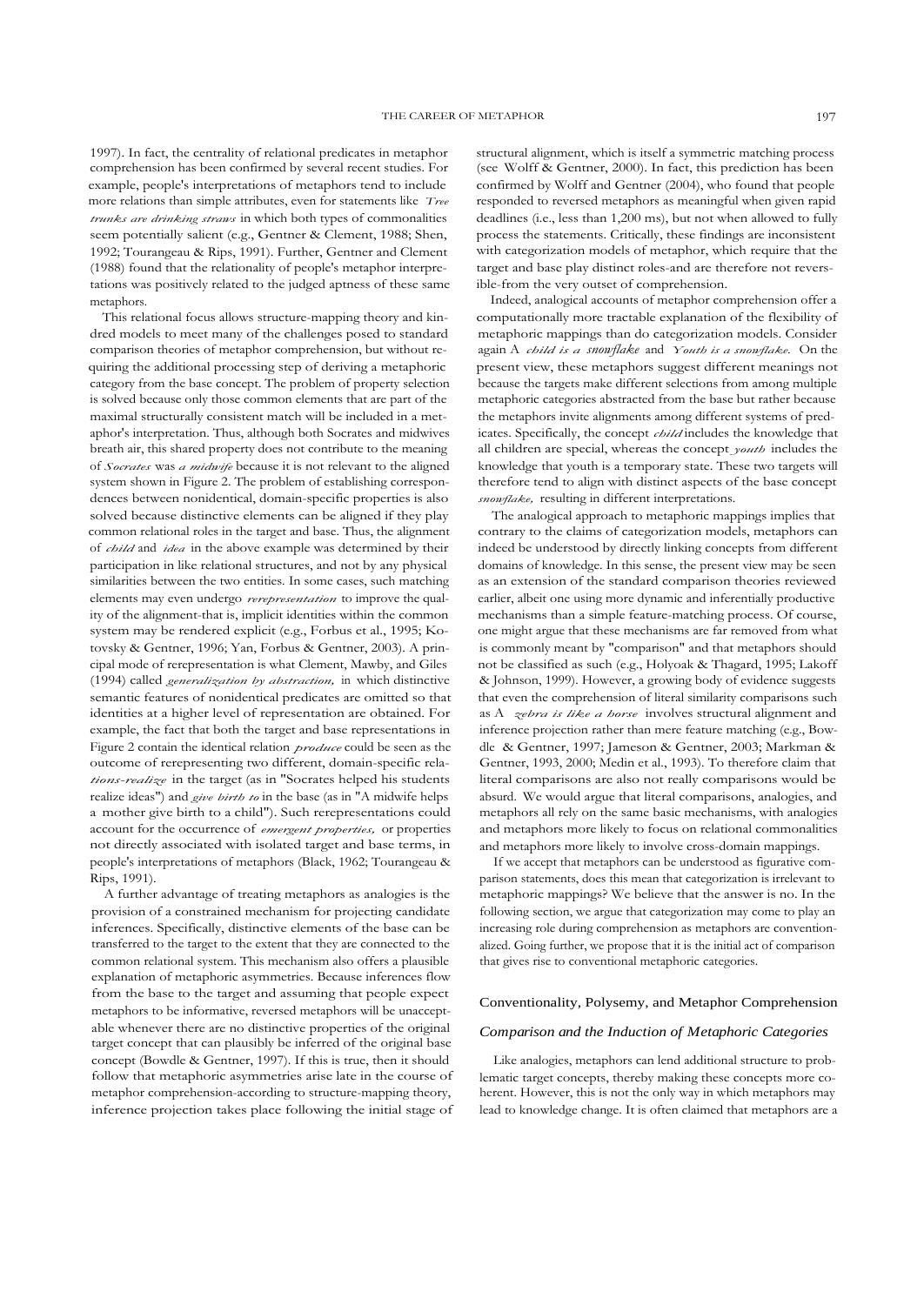1997). In fact, the centrality of relational predicates in metaphor comprehension has been confirmed by several recent studies. For example, people's interpretations of metaphors tend to include more relations than simple attributes, even for statements like *Tree trunks are drinking straws* in which both types of commonalities seem potentially salient (e.g., Gentner & Clement, 1988; Shen, 1992; Tourangeau & Rips, 1991). Further, Gentner and Clement (1988) found that the relationality of people's metaphor interpretations was positively related to the judged aptness of these same metaphors.

This relational focus allows structure-mapping theory and kindred models to meet many of the challenges posed to standard comparison theories of metaphor comprehension, but without requiring the additional processing step of deriving a metaphoric category from the base concept. The problem of property selection is solved because only those common elements that are part of the maximal structurally consistent match will be included in a metaphor's interpretation. Thus, although both Socrates and midwives breath air, this shared property does not contribute to the meaning of *Socrates* was *a midwife* because it is not relevant to the aligned system shown in Figure 2. The problem of establishing correspondences between nonidentical, domain-specific properties is also solved because distinctive elements can be aligned if they play common relational roles in the target and base. Thus, the alignment of *child* and *idea* in the above example was determined by their participation in like relational structures, and not by any physical similarities between the two entities. In some cases, such matching elements may even undergo *rerepresentation* to improve the quality of the alignment-that is, implicit identities within the common system may be rendered explicit (e.g., Forbus et al., 1995; Kotovsky & Gentner, 1996; Yan, Forbus & Gentner, 2003). A principal mode of rerepresentation is what Clement, Mawby, and Giles (1994) called *generalization by abstraction,* in which distinctive semantic features of nonidentical predicates are omitted so that identities at a higher level of representation are obtained. For example, the fact that both the target and base representations in Figure 2 contain the identical relation *produce* could be seen as the outcome of rerepresenting two different, domain-specific relations-*realize* in the target (as in "Socrates helped his students realize ideas") and *give birth to* in the base (as in "A midwife helps a mother give birth to a child"). Such rerepresentations could account for the occurrence of *emergent properties,* or properties not directly associated with isolated target and base terms, in people's interpretations of metaphors (Black, 1962; Tourangeau & Rips, 1991).

A further advantage of treating metaphors as analogies is the provision of a constrained mechanism for projecting candidate inferences. Specifically, distinctive elements of the base can be transferred to the target to the extent that they are connected to the common relational system. This mechanism also offers a plausible explanation of metaphoric asymmetries. Because inferences flow from the base to the target and assuming that people expect metaphors to be informative, reversed metaphors will be unacceptable whenever there are no distinctive properties of the original target concept that can plausibly be inferred of the original base concept (Bowdle & Gentner, 1997). If this is true, then it should follow that metaphoric asymmetries arise late in the course of metaphor comprehension-according to structure-mapping theory, inference projection takes place following the initial stage of structural alignment, which is itself a symmetric matching process (see Wolff & Gentner, 2000). In fact, this prediction has been confirmed by Wolff and Gentner (2004), who found that people responded to reversed metaphors as meaningful when given rapid deadlines (i.e., less than 1,200 ms), but not when allowed to fully process the statements. Critically, these findings are inconsistent with categorization models of metaphor, which require that the target and base play distinct roles-and are therefore not reversible-from the very outset of comprehension.

Indeed, analogical accounts of metaphor comprehension offer a computationally more tractable explanation of the flexibility of metaphoric mappings than do categorization models. Consider again A *child is a snowflake* and *Youth is a snowflake.* On the present view, these metaphors suggest different meanings not because the targets make different selections from among multiple metaphoric categories abstracted from the base but rather because the metaphors invite alignments among different systems of predicates. Specifically, the concept *child* includes the knowledge that all children are special, whereas the concept *youth* includes the knowledge that youth is a temporary state. These two targets will therefore tend to align with distinct aspects of the base concept *snowflake,* resulting in different interpretations.

The analogical approach to metaphoric mappings implies that contrary to the claims of categorization models, metaphors can indeed be understood by directly linking concepts from different domains of knowledge. In this sense, the present view may be seen as an extension of the standard comparison theories reviewed earlier, albeit one using more dynamic and inferentially productive mechanisms than a simple feature-matching process. Of course, one might argue that these mechanisms are far removed from what is commonly meant by "comparison" and that metaphors should not be classified as such (e.g., Holyoak & Thagard, 1995; Lakoff & Johnson, 1999). However, a growing body of evidence suggests that even the comprehension of literal similarity comparisons such as A *zebra is like a horse* involves structural alignment and inference projection rather than mere feature matching (e.g., Bowdle & Gentner, 1997; Jameson & Gentner, 2003; Markman & Gentner, 1993, 2000; Medin et al., 1993). To therefore claim that literal comparisons are also not really comparisons would be absurd. We would argue that literal comparisons, analogies, and metaphors all rely on the same basic mechanisms, with analogies and metaphors more likely to focus on relational commonalities and metaphors more likely to involve cross-domain mappings.

If we accept that metaphors can be understood as figurative comparison statements, does this mean that categorization is irrelevant to metaphoric mappings? We believe that the answer is no. In the following section, we argue that categorization may come to play an increasing role during comprehension as metaphors are conventionalized. Going further, we propose that it is the initial act of comparison that gives rise to conventional metaphoric categories.

## Conventionality, Polysemy, and Metaphor Comprehension

### *Comparison and the Induction of Metaphoric Categories*

Like analogies, metaphors can lend additional structure to problematic target concepts, thereby making these concepts more coherent. However, this is not the only way in which metaphors may lead to knowledge change. It is often claimed that metaphors are a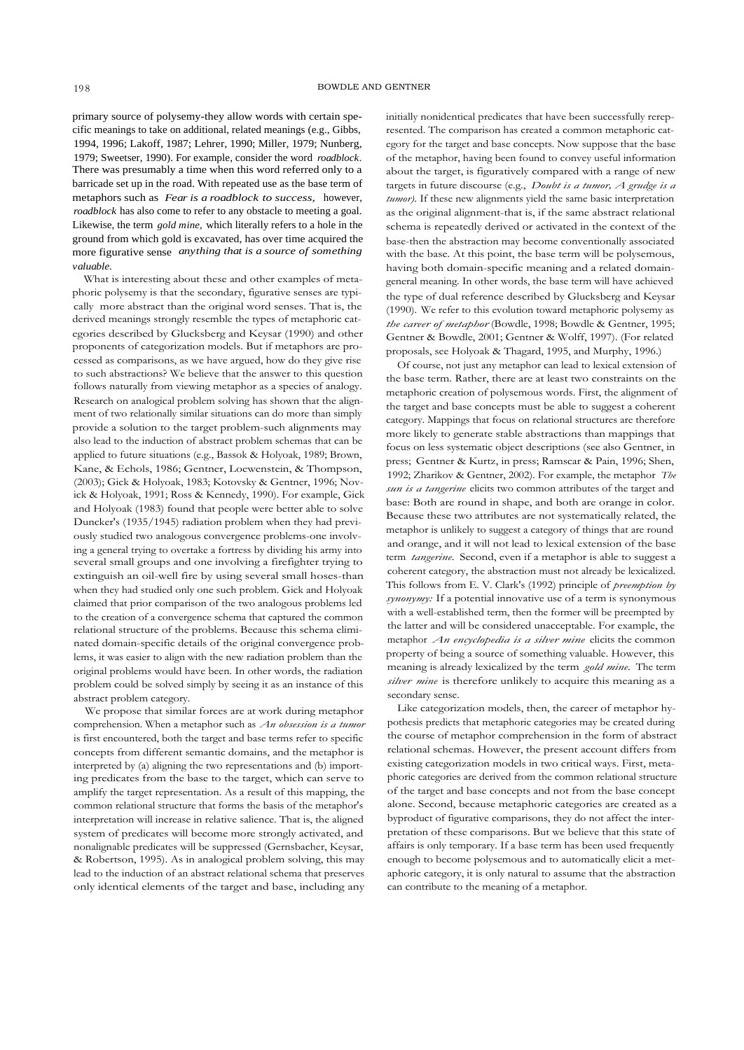primary source of polysemy-they allow words with certain specific meanings to take on additional, related meanings (e.g., Gibbs, 1994, 1996; Lakoff, 1987; Lehrer, 1990; Miller, 1979; Nunberg, 1979; Sweetser, 1990). For example, consider the word *roadblock*. There was presumably a time when this word referred only to a barricade set up in the road. With repeated use as the base term of metaphors such as *Fear is a roadblock to success,* however, *roadblock* has also come to refer to any obstacle to meeting a goal. Likewise, the term *gold mine,* which literally refers to a hole in the ground from which gold is excavated, has over time acquired the more figurative sense *anything that is a source of something valuable.*

What is interesting about these and other examples of metaphoric polysemy is that the secondary, figurative senses are typically more abstract than the original word senses. That is, the derived meanings strongly resemble the types of metaphoric categories described by Glucksberg and Keysar (1990) and other proponents of categorization models. But if metaphors are processed as comparisons, as we have argued, how do they give rise to such abstractions? We believe that the answer to this question follows naturally from viewing metaphor as a species of analogy. Research on analogical problem solving has shown that the alignment of two relationally similar situations can do more than simply provide a solution to the target problem-such alignments may also lead to the induction of abstract problem schemas that can be applied to future situations (e.g., Bassok & Holyoak, 1989; Brown, Kane, & Echols, 1986; Gentner, Loewenstein, & Thompson, (2003); Gick & Holyoak, 1983; Kotovsky & Gentner, 1996; Novick & Holyoak, 1991; Ross & Kennedy, 1990). For example, Gick and Holyoak (1983) found that people were better able to solve Duncker's (1935/1945) radiation problem when they had previously studied two analogous convergence problems-one involving a general trying to overtake a fortress by dividing his army into several small groups and one involving a firefighter trying to extinguish an oil-well fire by using several small hoses-than when they had studied only one such problem. Gick and Holyoak claimed that prior comparison of the two analogous problems led to the creation of a convergence schema that captured the common relational structure of the problems. Because this schema eliminated domain-specific details of the original convergence problems, it was easier to align with the new radiation problem than the original problems would have been. In other words, the radiation problem could be solved simply by seeing it as an instance of this abstract problem category.

We propose that similar forces are at work during metaphor comprehension. When a metaphor such as *An obsession is a tumor* is first encountered, both the target and base terms refer to specific concepts from different semantic domains, and the metaphor is interpreted by (a) aligning the two representations and (b) importing predicates from the base to the target, which can serve to amplify the target representation. As a result of this mapping, the common relational structure that forms the basis of the metaphor's interpretation will increase in relative salience. That is, the aligned system of predicates will become more strongly activated, and nonalignable predicates will be suppressed (Gernsbacher, Keysar, & Robertson, 1995). As in analogical problem solving, this may lead to the induction of an abstract relational schema that preserves only identical elements of the target and base, including any initially nonidentical predicates that have been successfully rerepresented. The comparison has created a common metaphoric category for the target and base concepts. Now suppose that the base of the metaphor, having been found to convey useful information about the target, is figuratively compared with a range of new targets in future discourse (e.g., *Doubt is a tumor, A grudge is a tumor).* If these new alignments yield the same basic interpretation as the original alignment-that is, if the same abstract relational schema is repeatedly derived or activated in the context of the base-then the abstraction may become conventionally associated with the base. At this point, the base term will be polysemous, having both domain-specific meaning and a related domain-general meaning. In other words, the base term will have achieved the type of dual reference described by Glucksberg and Keysar (1990). We refer to this evolution toward metaphoric polysemy as *the career of metaphor* (Bowdle, 1998; Bowdle & Gentner, 1995; Gentner & Bowdle, 2001; Gentner & Wolff, 1997). (For related proposals, see Holyoak & Thagard, 1995, and Murphy, 1996.)

Of course, not just any metaphor can lead to lexical extension of the base term. Rather, there are at least two constraints on the metaphoric creation of polysemous words. First, the alignment of the target and base concepts must be able to suggest a coherent category. Mappings that focus on relational structures are therefore more likely to generate stable abstractions than mappings that focus on less systematic object descriptions (see also Gentner, in press; Gentner & Kurtz, in press; Ramscar & Pain, 1996; Shen, 1992; Zharikov & Gentner, 2002). For example, the metaphor *The sun is a tangerine* elicits two common attributes of the target and base: Both are round in shape, and both are orange in color. Because these two attributes are not systematically related, the metaphor is unlikely to suggest a category of things that are round and orange, and it will not lead to lexical extension of the base term *tangerine*. Second, even if a metaphor is able to suggest a coherent category, the abstraction must not already be lexicalized. This follows from E. V. Clark's (1992) principle of *preemption by synonymy:* If a potential innovative use of a term is synonymous with a well-established term, then the former will be preempted by the latter and will be considered unacceptable. For example, the metaphor *An encyclopedia is a silver mine* elicits the common property of being a source of something valuable. However, this meaning is already lexicalized by the term *gold mine*. The term *silver mine* is therefore unlikely to acquire this meaning as a secondary sense.

Like categorization models, then, the career of metaphor hypothesis predicts that metaphoric categories may be created during the course of metaphor comprehension in the form of abstract relational schemas. However, the present account differs from existing categorization models in two critical ways. First, metaphoric categories are derived from the common relational structure of the target and base concepts and not from the base concept alone. Second, because metaphoric categories are created as a byproduct of figurative comparisons, they do not affect the interpretation of these comparisons. But we believe that this state of affairs is only temporary. If a base term has been used frequently enough to become polysemous and to automatically elicit a metaphoric category, it is only natural to assume that the abstraction can contribute to the meaning of a metaphor.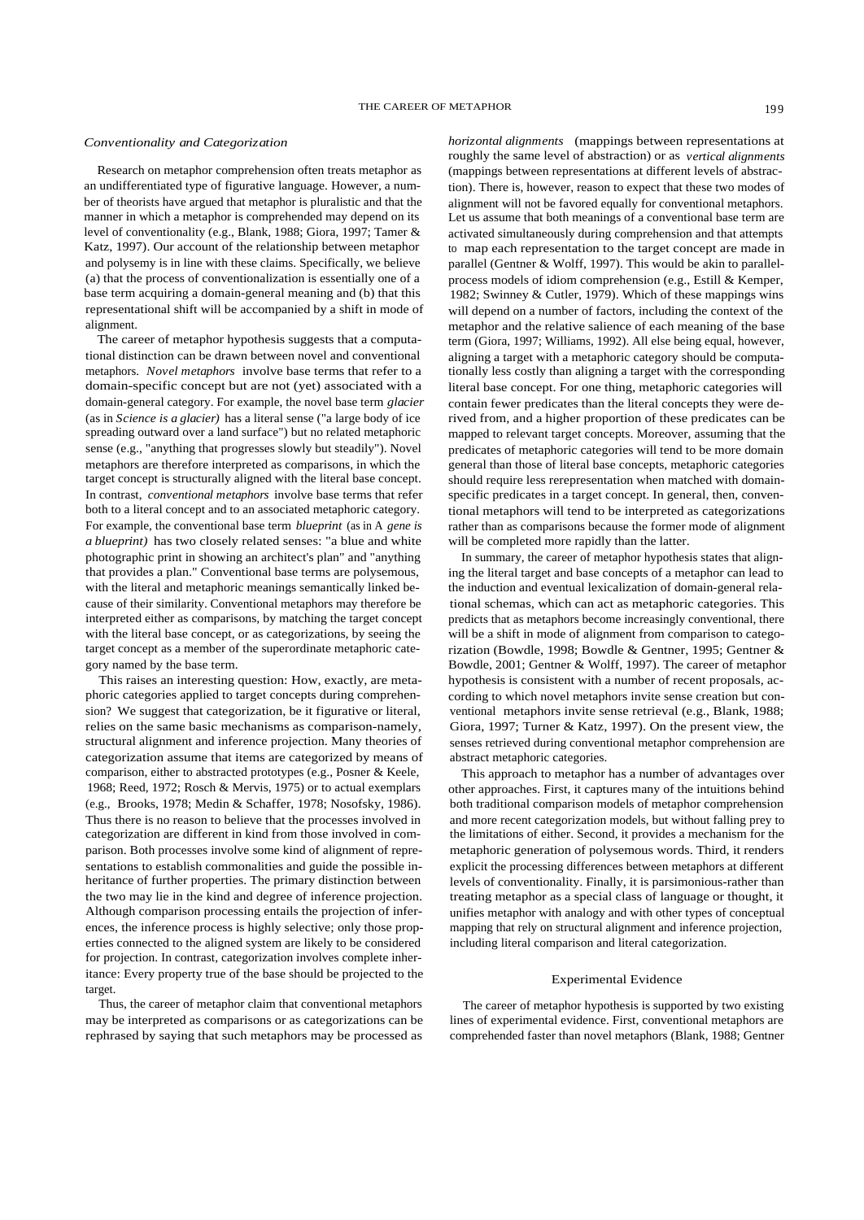### *Conventionality and Categorization*

Research on metaphor comprehension often treats metaphor as an undifferentiated type of figurative language. However, a number of theorists have argued that metaphor is pluralistic and that the manner in which a metaphor is comprehended may depend on its level of conventionality (e.g., Blank, 1988; Giora, 1997; Tamer & Katz, 1997). Our account of the relationship between metaphor and polysemy is in line with these claims. Specifically, we believe (a) that the process of conventionalization is essentially one of a base term acquiring a domain-general meaning and (b) that this representational shift will be accompanied by a shift in mode of alignment.

The career of metaphor hypothesis suggests that a computational distinction can be drawn between novel and conventional metaphors. *Novel metaphors* involve base terms that refer to a domain-specific concept but are not (yet) associated with a domain-general category. For example, the novel base term *glacier* (as in *Science is a glacier)* has a literal sense ("a large body of ice spreading outward over a land surface") but no related metaphoric sense (e.g., "anything that progresses slowly but steadily"). Novel metaphors are therefore interpreted as comparisons, in which the target concept is structurally aligned with the literal base concept. In contrast, *conventional metaphors* involve base terms that refer both to a literal concept and to an associated metaphoric category. For example, the conventional base term *blueprint* (as in A *gene is a blueprint)* has two closely related senses: "a blue and white photographic print in showing an architect's plan" and "anything that provides a plan." Conventional base terms are polysemous, with the literal and metaphoric meanings semantically linked because of their similarity. Conventional metaphors may therefore be interpreted either as comparisons, by matching the target concept with the literal base concept, or as categorizations, by seeing the target concept as a member of the superordinate metaphoric category named by the base term.

This raises an interesting question: How, exactly, are metaphoric categories applied to target concepts during comprehension? We suggest that categorization, be it figurative or literal, relies on the same basic mechanisms as comparison-namely, structural alignment and inference projection. Many theories of categorization assume that items are categorized by means of comparison, either to abstracted prototypes (e.g., Posner & Keele, 1968; Reed, 1972; Rosch & Mervis, 1975) or to actual exemplars (e.g., Brooks, 1978; Medin & Schaffer, 1978; Nosofsky, 1986). Thus there is no reason to believe that the processes involved in categorization are different in kind from those involved in comparison. Both processes involve some kind of alignment of representations to establish commonalities and guide the possible inheritance of further properties. The primary distinction between the two may lie in the kind and degree of inference projection. Although comparison processing entails the projection of inferences, the inference process is highly selective; only those properties connected to the aligned system are likely to be considered for projection. In contrast, categorization involves complete inheritance: Every property true of the base should be projected to the target.

Thus, the career of metaphor claim that conventional metaphors may be interpreted as comparisons or as categorizations can be rephrased by saying that such metaphors may be processed as *horizontal alignments* (mappings between representations at roughly the same level of abstraction) or as *vertical alignments* (mappings between representations at different levels of abstraction). There is, however, reason to expect that these two modes of alignment will not be favored equally for conventional metaphors. Let us assume that both meanings of a conventional base term are activated simultaneously during comprehension and that attempts to map each representation to the target concept are made in parallel (Gentner & Wolff, 1997). This would be akin to parallel-process models of idiom comprehension (e.g., Estill & Kemper, 1982; Swinney & Cutler, 1979). Which of these mappings wins will depend on a number of factors, including the context of the metaphor and the relative salience of each meaning of the base term (Giora, 1997; Williams, 1992). All else being equal, however, aligning a target with a metaphoric category should be computationally less costly than aligning a target with the corresponding literal base concept. For one thing, metaphoric categories will contain fewer predicates than the literal concepts they were derived from, and a higher proportion of these predicates can be mapped to relevant target concepts. Moreover, assuming that the predicates of metaphoric categories will tend to be more domain general than those of literal base concepts, metaphoric categories should require less rerepresentation when matched with domain-specific predicates in a target concept. In general, then, conventional metaphors will tend to be interpreted as categorizations rather than as comparisons because the former mode of alignment will be completed more rapidly than the latter.

In summary, the career of metaphor hypothesis states that aligning the literal target and base concepts of a metaphor can lead to the induction and eventual lexicalization of domain-general relational schemas, which can act as metaphoric categories. This predicts that as metaphors become increasingly conventional, there will be a shift in mode of alignment from comparison to categorization (Bowdle, 1998; Bowdle & Gentner, 1995; Gentner & Bowdle, 2001; Gentner & Wolff, 1997). The career of metaphor hypothesis is consistent with a number of recent proposals, according to which novel metaphors invite sense creation but conventional metaphors invite sense retrieval (e.g., Blank, 1988; Giora, 1997; Turner & Katz, 1997). On the present view, the senses retrieved during conventional metaphor comprehension are abstract metaphoric categories.

This approach to metaphor has a number of advantages over other approaches. First, it captures many of the intuitions behind both traditional comparison models of metaphor comprehension and more recent categorization models, but without falling prey to the limitations of either. Second, it provides a mechanism for the metaphoric generation of polysemous words. Third, it renders explicit the processing differences between metaphors at different levels of conventionality. Finally, it is parsimonious-rather than treating metaphor as a special class of language or thought, it unifies metaphor with analogy and with other types of conceptual mapping that rely on structural alignment and inference projection, including literal comparison and literal categorization.

## Experimental Evidence

The career of metaphor hypothesis is supported by two existing lines of experimental evidence. First, conventional metaphors are comprehended faster than novel metaphors (Blank, 1988; Gentner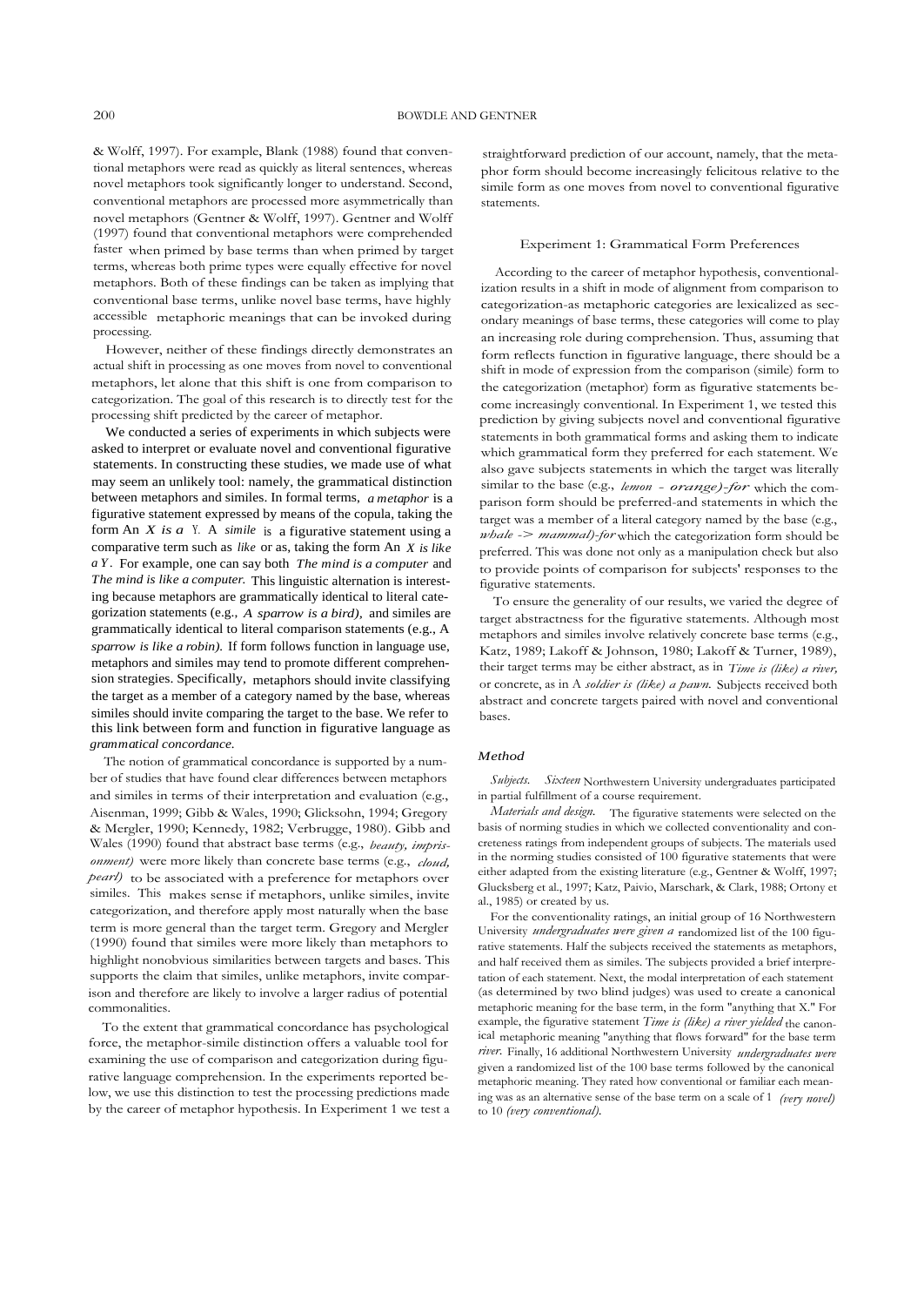& Wolff, 1997). For example, Blank (1988) found that conventional metaphors were read as quickly as literal sentences, whereas novel metaphors took significantly longer to understand. Second, conventional metaphors are processed more asymmetrically than novel metaphors (Gentner & Wolff, 1997). Gentner and Wolff (1997) found that conventional metaphors were comprehended faster when primed by base terms than when primed by target terms, whereas both prime types were equally effective for novel metaphors. Both of these findings can be taken as implying that conventional base terms, unlike novel base terms, have highly accessible metaphoric meanings that can be invoked during processing.

However, neither of these findings directly demonstrates an actual shift in processing as one moves from novel to conventional metaphors, let alone that this shift is one from comparison to categorization. The goal of this research is to directly test for the processing shift predicted by the career of metaphor.

We conducted a series of experiments in which subjects were asked to interpret or evaluate novel and conventional figurative statements. In constructing these studies, we made use of what may seem an unlikely tool: namely, the grammatical distinction between metaphors and similes. In formal terms, *a metaphor* is a figurative statement expressed by means of the copula, taking the form An *X is a* Y. A *simile* is a figurative statement using a comparative term such as *like* or as, taking the form An *X is like a Y*. For example, one can say both *The mind is a computer* and *The mind is like a computer.* This linguistic alternation is interesting because metaphors are grammatically identical to literal categorization statements (e.g., *A sparrow is a bird),* and similes are grammatically identical to literal comparison statements (e.g., A *sparrow is like a robin).* If form follows function in language use, metaphors and similes may tend to promote different comprehension strategies. Specifically, metaphors should invite classifying the target as a member of a category named by the base, whereas similes should invite comparing the target to the base. We refer to this link between form and function in figurative language as *grammatical concordance.*

The notion of grammatical concordance is supported by a number of studies that have found clear differences between metaphors and similes in terms of their interpretation and evaluation (e.g., Aisenman, 1999; Gibb & Wales, 1990; Glicksohn, 1994; Gregory & Mergler, 1990; Kennedy, 1982; Verbrugge, 1980). Gibb and Wales (1990) found that abstract base terms (e.g., *beauty, imprisonment)* were more likely than concrete base terms (e.g., *cloud, pearl)* to be associated with a preference for metaphors over similes. This makes sense if metaphors, unlike similes, invite categorization, and therefore apply most naturally when the base term is more general than the target term. Gregory and Mergler (1990) found that similes were more likely than metaphors to highlight nonobvious similarities between targets and bases. This supports the claim that similes, unlike metaphors, invite comparison and therefore are likely to involve a larger radius of potential commonalities.

To the extent that grammatical concordance has psychological force, the metaphor-simile distinction offers a valuable tool for examining the use of comparison and categorization during figurative language comprehension. In the experiments reported below, we use this distinction to test the processing predictions made by the career of metaphor hypothesis. In Experiment 1 we test a straightforward prediction of our account, namely, that the metaphor form should become increasingly felicitous relative to the simile form as one moves from novel to conventional figurative statements.

## Experiment 1: Grammatical Form Preferences

According to the career of metaphor hypothesis, conventionalization results in a shift in mode of alignment from comparison to categorization-as metaphoric categories are lexicalized as secondary meanings of base terms, these categories will come to play an increasing role during comprehension. Thus, assuming that form reflects function in figurative language, there should be a shift in mode of expression from the comparison (simile) form to the categorization (metaphor) form as figurative statements become increasingly conventional. In Experiment 1, we tested this prediction by giving subjects novel and conventional figurative statements in both grammatical forms and asking them to indicate which grammatical form they preferred for each statement. We also gave subjects statements in which the target was literally similar to the base (e.g., *lemon - orange)-for* which the comparison form should be preferred-and statements in which the target was a member of a literal category named by the base (e.g., *whale -> mammal)-for* which the categorization form should be preferred. This was done not only as a manipulation check but also to provide points of comparison for subjects' responses to the figurative statements.

To ensure the generality of our results, we varied the degree of target abstractness for the figurative statements. Although most metaphors and similes involve relatively concrete base terms (e.g., Katz, 1989; Lakoff & Johnson, 1980; Lakoff & Turner, 1989), their target terms may be either abstract, as in *Time is (like) a river,* or concrete, as in A *soldier is (like) a pawn.* Subjects received both abstract and concrete targets paired with novel and conventional bases.

### *Method*

*Subjects.* *Sixteen* Northwestern University undergraduates participated in partial fulfillment of a course requirement.

*Materials and design.* The figurative statements were selected on the basis of norming studies in which we collected conventionality and concreteness ratings from independent groups of subjects. The materials used in the norming studies consisted of 100 figurative statements that were either adapted from the existing literature (e.g., Gentner & Wolff, 1997; Glucksberg et al., 1997; Katz, Paivio, Marschark, & Clark, 1988; Ortony et al., 1985) or created by us.

For the conventionality ratings, an initial group of 16 Northwestern University *undergraduates were given a* randomized list of the 100 figurative statements. Half the subjects received the statements as metaphors, and half received them as similes. The subjects provided a brief interpretation of each statement. Next, the modal interpretation of each statement (as determined by two blind judges) was used to create a canonical metaphoric meaning for the base term, in the form "anything that X." For example, the figurative statement *Time is (like) a river yielded* the canonical metaphoric meaning "anything that flows forward" for the base term *river.* Finally, 16 additional Northwestern University *undergraduates were* given a randomized list of the 100 base terms followed by the canonical metaphoric meaning. They rated how conventional or familiar each meaning was as an alternative sense of the base term on a scale of 1 *(very novel)* to 10 *(very conventional).*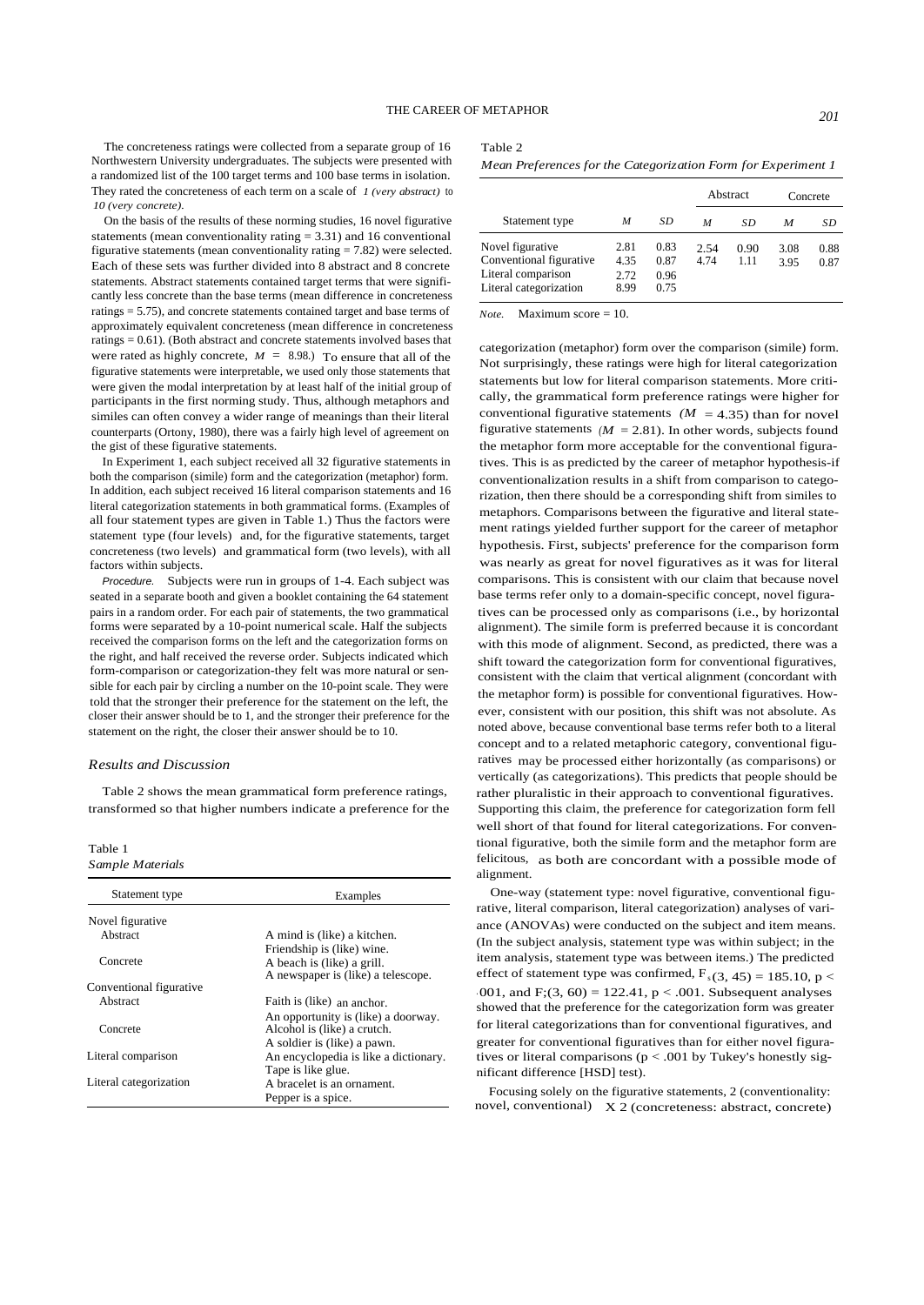The concreteness ratings were collected from a separate group of 16 Northwestern University undergraduates. The subjects were presented with a randomized list of the 100 target terms and 100 base terms in isolation. They rated the concreteness of each term on a scale of *1 (very abstract)* to *10 (very concrete).*

On the basis of the results of these norming studies, 16 novel figurative statements (mean conventionality rating = 3.31) and 16 conventional figurative statements (mean conventionality rating = 7.82) were selected. Each of these sets was further divided into 8 abstract and 8 concrete statements. Abstract statements contained target terms that were significantly less concrete than the base terms (mean difference in concreteness ratings = 5.75), and concrete statements contained target and base terms of approximately equivalent concreteness (mean difference in concreteness ratings = 0.61). (Both abstract and concrete statements involved bases that were rated as highly concrete, $M$ = 8.98.) To ensure that all of the figurative statements were interpretable, we used only those statements that were given the modal interpretation by at least half of the initial group of participants in the first norming study. Thus, although metaphors and similes can often convey a wider range of meanings than their literal counterparts (Ortony, 1980), there was a fairly high level of agreement on the gist of these figurative statements.

In Experiment 1, each subject received all 32 figurative statements in both the comparison (simile) form and the categorization (metaphor) form. In addition, each subject received 16 literal comparison statements and 16 literal categorization statements in both grammatical forms. (Examples of all four statement types are given in Table 1.) Thus the factors were statement type (four levels) and, for the figurative statements, target concreteness (two levels) and grammatical form (two levels), with all factors within subjects.

*Procedure.* Subjects were run in groups of 1-4. Each subject was seated in a separate booth and given a booklet containing the 64 statement pairs in a random order. For each pair of statements, the two grammatical forms were separated by a 10-point numerical scale. Half the subjects received the comparison forms on the left and the categorization forms on the right, and half received the reverse order. Subjects indicated which form-comparison or categorization-they felt was more natural or sensible for each pair by circling a number on the 10-point scale. They were told that the stronger their preference for the statement on the left, the closer their answer should be to 1, and the stronger their preference for the statement on the right, the closer their answer should be to 10.

### *Results and Discussion*

Table 2 shows the mean grammatical form preference ratings, transformed so that higher numbers indicate a preference for the categorization (metaphor) form over the comparison (simile) form. Not surprisingly, these ratings were high for literal categorization statements but low for literal comparison statements. More critically, the grammatical form preference ratings were higher for conventional figurative statements ($M$ = 4.35) than for novel figurative statements ($M$ = 2.81). In other words, subjects found the metaphor form more acceptable for the conventional figuratives. This is as predicted by the career of metaphor hypothesis-if conventionalization results in a shift from comparison to categorization, then there should be a corresponding shift from similes to metaphors. Comparisons between the figurative and literal statement ratings yielded further support for the career of metaphor hypothesis. First, subjects' preference for the comparison form was nearly as great for novel figuratives as it was for literal comparisons. This is consistent with our claim that because novel base terms refer only to a domain-specific concept, novel figuratives can be processed only as comparisons (i.e., by horizontal alignment). The simile form is preferred because it is concordant with this mode of alignment. Second, as predicted, there was a shift toward the categorization form for conventional figuratives, consistent with the claim that vertical alignment (concordant with the metaphor form) is possible for conventional figuratives. However, consistent with our position, this shift was not absolute. As noted above, because conventional base terms refer both to a literal concept and to a related metaphoric category, conventional figuratives may be processed either horizontally (as comparisons) or vertically (as categorizations). This predicts that people should be rather pluralistic in their approach to conventional figuratives. Supporting this claim, the preference for categorization form fell well short of that found for literal categorizations. For conventional figurative, both the simile form and the metaphor form are felicitous, as both are concordant with a possible mode of alignment.

One-way (statement type: novel figurative, conventional figurative, literal comparison, literal categorization) analyses of variance (ANOVAs) were conducted on the subject and item means. (In the subject analysis, statement type was within subject; in the item analysis, statement type was between items.) The predicted effect of statement type was confirmed, $F_s(3, 45) = 185.10$, $p < .001$, and $F_i(3, 60) = 122.41$, $p < .001$. Subsequent analyses showed that the preference for the categorization form was greater for literal categorizations than for conventional figuratives, and greater for conventional figuratives than for either novel figuratives or literal comparisons ($p < .001$ by Tukey's honestly significant difference [HSD] test).

Focusing solely on the figurative statements, 2 (conventionality: novel, conventional) × 2 (concreteness: abstract, concrete)

Table 1
*Sample Materials*

| Statement type | Examples |
|---|---|
| Novel figurative | |
| Abstract | A mind is (like) a kitchen. |
| | Friendship is (like) wine. |
| Concrete | A beach is (like) a grill. |
| | A newspaper is (like) a telescope. |
| Conventional figurative | |
| Abstract | Faith is (like) an anchor. |
| | An opportunity is (like) a doorway. |
| Concrete | Alcohol is (like) a crutch. |
| | A soldier is (like) a pawn. |
| Literal comparison | An encyclopedia is like a dictionary. |
| | Tape is like glue. |
| Literal categorization | A bracelet is an ornament. |
| | Pepper is a spice. |

Table 2
*Mean Preferences for the Categorization Form for Experiment 1*

| | | | Abstract | | Concrete | |
|---|---|---|---|---|---|---|
| Statement type | *M* | *SD* | *M* | *SD* | *M* | *SD* |
| Novel figurative | 2.81 | 0.83 | 2.54 | 0.90 | 3.08 | 0.88 |
| Conventional figurative | 4.35 | 0.87 | 4.74 | 1.11 | 3.95 | 0.87 |
| Literal comparison | 2.72 | 0.96 | | | | |
| Literal categorization | 8.99 | 0.75 | | | | |

*Note.* Maximum score = 10.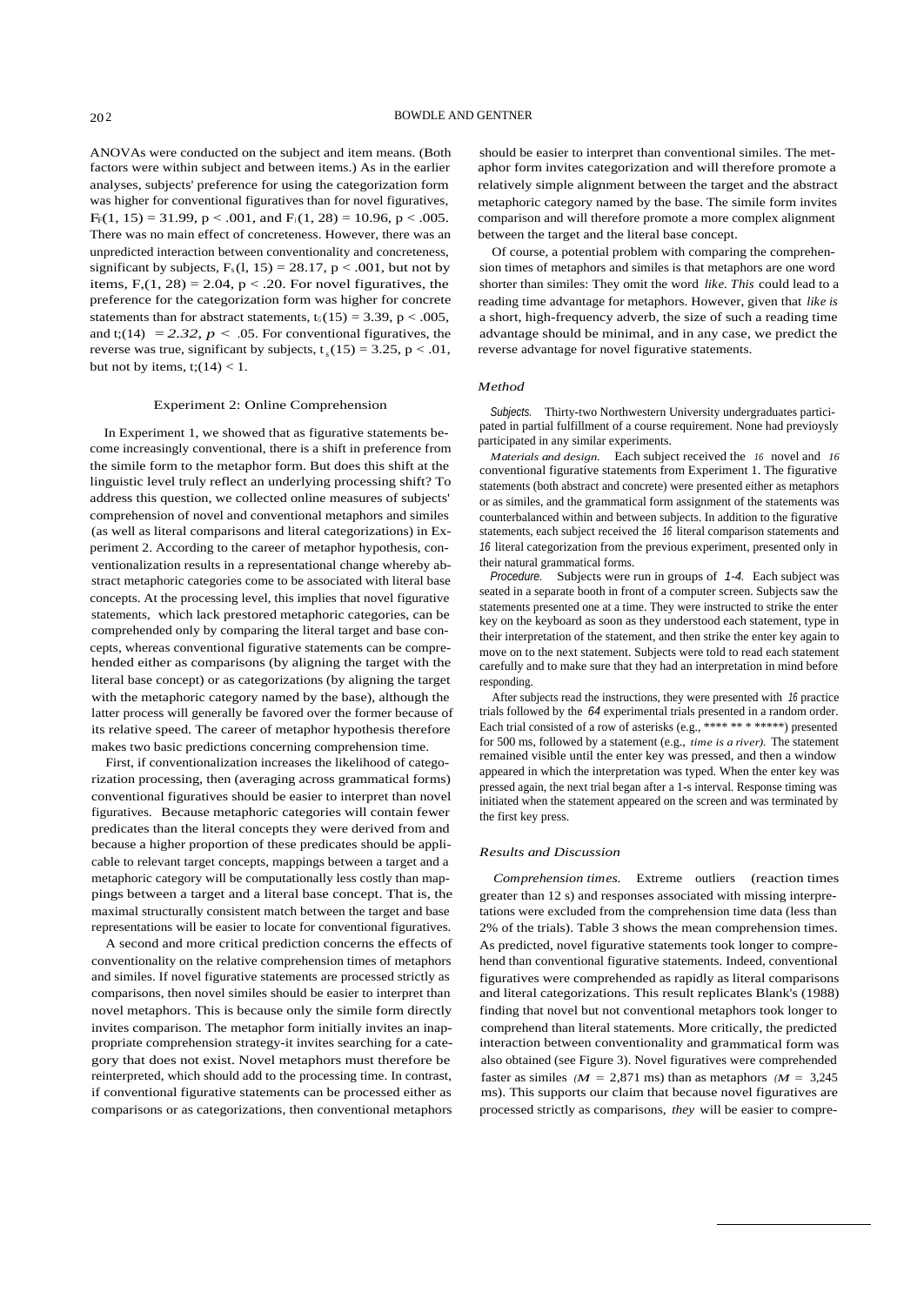ANOVAs were conducted on the subject and item means. (Both factors were within subject and between items.) As in the earlier analyses, subjects' preference for using the categorization form was higher for conventional figuratives than for novel figuratives, $F_s(1, 15) = 31.99$, $p < .001$, and $F_i(1, 28) = 10.96$, $p < .005$. There was no main effect of concreteness. However, there was an unpredicted interaction between conventionality and concreteness, significant by subjects, $F_s(1, 15) = 28.17$, $p < .001$, but not by items, $F_i(1, 28) = 2.04$, $p < .20$. For novel figuratives, the preference for the categorization form was higher for concrete statements than for abstract statements, $t_s(15) = 3.39$, $p < .005$, and $t_i(14) = 2.32$, $p < .05$. For conventional figuratives, the reverse was true, significant by subjects, $t_s(15) = 3.25$, $p < .01$, but not by items, $t_i(14) < 1$.

## Experiment 2: Online Comprehension

In Experiment 1, we showed that as figurative statements become increasingly conventional, there is a shift in preference from the simile form to the metaphor form. But does this shift at the linguistic level truly reflect an underlying processing shift? To address this question, we collected online measures of subjects' comprehension of novel and conventional metaphors and similes (as well as literal comparisons and literal categorizations) in Experiment 2. According to the career of metaphor hypothesis, conventionalization results in a representational change whereby abstract metaphoric categories come to be associated with literal base concepts. At the processing level, this implies that novel figurative statements, which lack prestored metaphoric categories, can be comprehended only by comparing the literal target and base concepts, whereas conventional figurative statements can be comprehended either as comparisons (by aligning the target with the literal base concept) or as categorizations (by aligning the target with the metaphoric category named by the base), although the latter process will generally be favored over the former because of its relative speed. The career of metaphor hypothesis therefore makes two basic predictions concerning comprehension time.

First, if conventionalization increases the likelihood of categorization processing, then (averaging across grammatical forms) conventional figuratives should be easier to interpret than novel figuratives. Because metaphoric categories will contain fewer predicates than the literal concepts they were derived from and because a higher proportion of these predicates should be applicable to relevant target concepts, mappings between a target and a metaphoric category will be computationally less costly than mappings between a target and a literal base concept. That is, the maximal structurally consistent match between the target and base representations will be easier to locate for conventional figuratives.

A second and more critical prediction concerns the effects of conventionality on the relative comprehension times of metaphors and similes. If novel figurative statements are processed strictly as comparisons, then novel similes should be easier to interpret than novel metaphors. This is because only the simile form directly invites comparison. The metaphor form initially invites an inappropriate comprehension strategy-it invites searching for a category that does not exist. Novel metaphors must therefore be reinterpreted, which should add to the processing time. In contrast, if conventional figurative statements can be processed either as comparisons or as categorizations, then conventional metaphors should be easier to interpret than conventional similes. The metaphor form invites categorization and will therefore promote a relatively simple alignment between the target and the abstract metaphoric category named by the base. The simile form invites comparison and will therefore promote a more complex alignment between the target and the literal base concept.

Of course, a potential problem with comparing the comprehension times of metaphors and similes is that metaphors are one word shorter than similes: They omit the word *like. This* could lead to a reading time advantage for metaphors. However, given that *like is* a short, high-frequency adverb, the size of such a reading time advantage should be minimal, and in any case, we predict the reverse advantage for novel figurative statements.

### *Method*

*Subjects.* Thirty-two Northwestern University undergraduates participated in partial fulfillment of a course requirement. None had previoysly participated in any similar experiments.

*Materials and design.* Each subject received the 16 novel and 16 conventional figurative statements from Experiment 1. The figurative statements (both abstract and concrete) were presented either as metaphors or as similes, and the grammatical form assignment of the statements was counterbalanced within and between subjects. In addition to the figurative statements, each subject received the 16 literal comparison statements and 16 literal categorization from the previous experiment, presented only in their natural grammatical forms.

*Procedure.* Subjects were run in groups of 1-4. Each subject was seated in a separate booth in front of a computer screen. Subjects saw the statements presented one at a time. They were instructed to strike the enter key on the keyboard as soon as they understood each statement, type in their interpretation of the statement, and then strike the enter key again to move on to the next statement. Subjects were told to read each statement carefully and to make sure that they had an interpretation in mind before responding.

After subjects read the instructions, they were presented with 16 practice trials followed by the 64 experimental trials presented in a random order. Each trial consisted of a row of asterisks (e.g., **** ** * *****) presented for 500 ms, followed by a statement (e.g., *time is a river).* The statement remained visible until the enter key was pressed, and then a window appeared in which the interpretation was typed. When the enter key was pressed again, the next trial began after a 1-s interval. Response timing was initiated when the statement appeared on the screen and was terminated by the first key press.

### *Results and Discussion*

*Comprehension times.* Extreme outliers (reaction times greater than 12 s) and responses associated with missing interpretations were excluded from the comprehension time data (less than 2% of the trials). Table 3 shows the mean comprehension times. As predicted, novel figurative statements took longer to comprehend than conventional figurative statements. Indeed, conventional figuratives were comprehended as rapidly as literal comparisons and literal categorizations. This result replicates Blank's (1988) finding that novel but not conventional metaphors took longer to comprehend than literal statements. More critically, the predicted interaction between conventionality and grammatical form was also obtained (see Figure 3). Novel figuratives were comprehended faster as similes ($M$ = 2,871 ms) than as metaphors ($M$ = 3,245 ms). This supports our claim that because novel figuratives are processed strictly as comparisons, *they* will be easier to compre-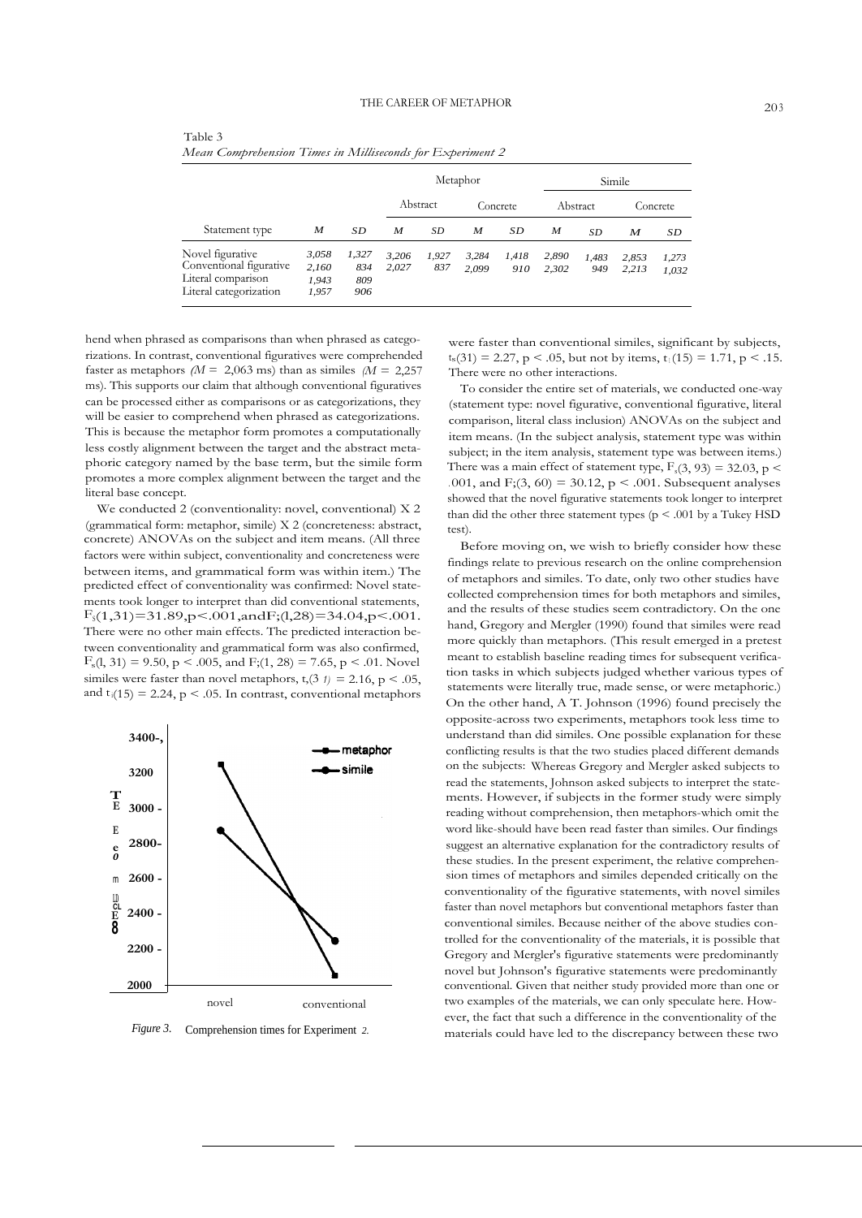Table 3
*Mean Comprehension Times in Milliseconds for Experiment 2*

| Statement type | | | Metaphor | | | | Simile | | | |
|---|---|---|---|---|---|---|---|---|---|---|
| | | | Abstract | | Concrete | | Abstract | | Concrete | |
| | *M* | *SD* | *M* | *SD* | *M* | *SD* | *M* | *SD* | *M* | *SD* |
| Novel figurative | 3,058 | 1,327 | 3,206 | 1,927 | 3,284 | 1,418 | 2,890 | 1,483 | 2,853 | 1,273 |
| Conventional figurative | 2,160 | 834 | 2,027 | 837 | 2,099 | 910 | 2,302 | 949 | 2,213 | 1,032 |
| Literal comparison | 1,943 | 809 | | | | | | | | |
| Literal categorization | 1,957 | 906 | | | | | | | | |

hend when phrased as comparisons than when phrased as categorizations. In contrast, conventional figuratives were comprehended faster as metaphors ($M$ = 2,063 ms) than as similes ($M$ = 2,257 ms). This supports our claim that although conventional figuratives can be processed either as comparisons or as categorizations, they will be easier to comprehend when phrased as categorizations. This is because the metaphor form promotes a computationally less costly alignment between the target and the abstract metaphoric category named by the base term, but the simile form promotes a more complex alignment between the target and the literal base concept.

We conducted 2 (conventionality: novel, conventional) X 2 (grammatical form: metaphor, simile) X 2 (concreteness: abstract, concrete) ANOVAs on the subject and item means. (All three factors were within subject, conventionality and concreteness were between items, and grammatical form was within item.) The predicted effect of conventionality was confirmed: Novel statements took longer to interpret than did conventional statements, $F_s(1,31) = 31.89, p < .001$, and $F_i(1,28) = 34.04, p < .001$. There were no other main effects. The predicted interaction between conventionality and grammatical form was also confirmed, $F_s(1, 31) = 9.50, p < .005$, and $F_i(1, 28) = 7.65, p < .01$. Novel similes were faster than novel metaphors, $t_s(31) = 2.16, p < .05$, and $t_i(15) = 2.24, p < .05$. In contrast, conventional metaphors were faster than conventional similes, significant by subjects, $t_s(31) = 2.27, p < .05$, but not by items, $t_i(15) = 1.71, p < .15$. There were no other interactions.

To consider the entire set of materials, we conducted one-way (statement type: novel figurative, conventional figurative, literal comparison, literal class inclusion) ANOVAs on the subject and item means. (In the subject analysis, statement type was within subject; in the item analysis, statement type was between items.) There was a main effect of statement type, $F_s(3, 93) = 32.03, p < .001$, and $F_i(3, 60) = 30.12, p < .001$. Subsequent analyses showed that the novel figurative statements took longer to interpret than did the other three statement types ($p < .001$ by a Tukey HSD test).

Before moving on, we wish to briefly consider how these findings relate to previous research on the online comprehension of metaphors and similes. To date, only two other studies have collected comprehension times for both metaphors and similes, and the results of these studies seem contradictory. On the one hand, Gregory and Mergler (1990) found that similes were read more quickly than metaphors. (This result emerged in a pretest meant to establish baseline reading times for subsequent verification tasks in which subjects judged whether various types of statements were literally true, made sense, or were metaphoric.) On the other hand, A T. Johnson (1996) found precisely the opposite-across two experiments, metaphors took less time to understand than did similes. One possible explanation for these conflicting results is that the two studies placed different demands on the subjects: Whereas Gregory and Mergler asked subjects to read the statements, Johnson asked subjects to interpret the statements. However, if subjects in the former study were simply reading without comprehension, then metaphors-which omit the word like-should have been read faster than similes. Our findings suggest an alternative explanation for the contradictory results of these studies. In the present experiment, the relative comprehension times of metaphors and similes depended critically on the conventionality of the figurative statements, with novel similes faster than novel metaphors but conventional metaphors faster than conventional similes. Because neither of the above studies controlled for the conventionality of the materials, it is possible that Gregory and Mergler's figurative statements were predominantly novel but Johnson's figurative statements were predominantly conventional. Given that neither study provided more than one or two examples of the materials, we can only speculate here. However, the fact that such a difference in the conventionality of the materials could have led to the discrepancy between these two

*Figure 3.* Comprehension times for Experiment 2.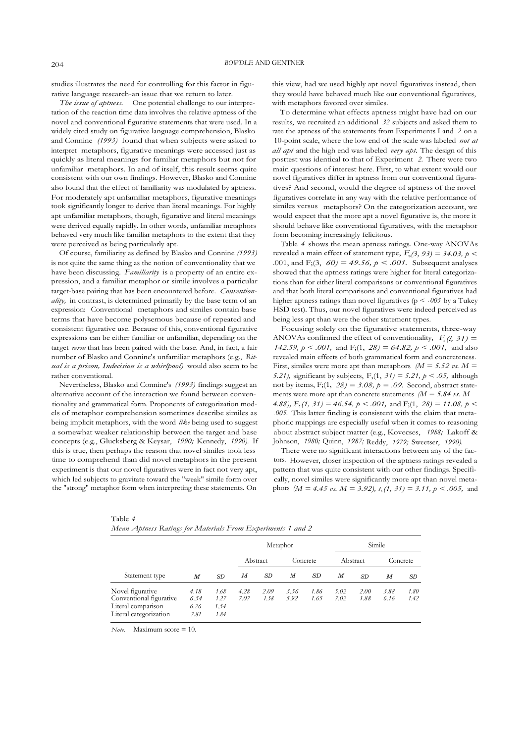studies illustrates the need for controlling for this factor in figurative language research-an issue that we return to later.

*The issue of aptness.* One potential challenge to our interpretation of the reaction time data involves the relative aptness of the novel and conventional figurative statements that were used. In a widely cited study on figurative language comprehension, Blasko and Connine *(1993)* found that when subjects were asked to interpret metaphors, figurative meanings were accessed just as quickly as literal meanings for familiar metaphors but not for unfamiliar metaphors. In and of itself, this result seems quite consistent with our own findings. However, Blasko and Connine also found that the effect of familiarity was modulated by aptness. For moderately apt unfamiliar metaphors, figurative meanings took significantly longer to derive than literal meanings. For highly apt unfamiliar metaphors, though, figurative and literal meanings were derived equally rapidly. In other words, unfamiliar metaphors behaved very much like familiar metaphors to the extent that they were perceived as being particularly apt.

Of course, familiarity as defined by Blasko and Connine *(1993)* is not quite the same thing as the notion of conventionality that we have been discussing. *Familiarity* is a property of an entire expression, and a familiar metaphor or simile involves a particular target-base pairing that has been encountered before. *Conventionality,* in contrast, is determined primarily by the base term of an expression: Conventional metaphors and similes contain base terms that have become polysemous because of repeated and consistent figurative use. Because of this, conventional figurative expressions can be either familiar or unfamiliar, depending on the target *term* that has been paired with the base. And, in fact, a fair number of Blasko and Connine's unfamiliar metaphors (e.g., *Ritual is a prison, Indecision is a whirlpool)* would also seem to be rather conventional.

Nevertheless, Blasko and Connine's *(1993)* findings suggest an alternative account of the interaction we found between conventionality and grammatical form. Proponents of categorization models of metaphor comprehension sometimes describe similes as being implicit metaphors, with the word *like* being used to suggest a somewhat weaker relationship between the target and base concepts (e.g., Glucksberg & Keysar, *1990;* Kennedy, *1990).* If this is true, then perhaps the reason that novel similes took less time to comprehend than did novel metaphors in the present experiment is that our novel figuratives were in fact not very apt, which led subjects to gravitate toward the "weak" simile form over the "strong" metaphor form when interpreting these statements. On this view, had we used highly apt novel figuratives instead, then they would have behaved much like our conventional figuratives, with metaphors favored over similes.

To determine what effects aptness might have had on our results, we recruited an additional *32* subjects and asked them to rate the aptness of the statements from Experiments I and *2* on a 10-point scale, where the low end of the scale was labeled *not at all apt* and the high end was labeled *very apt.* The design of this posttest was identical to that of Experiment *2.* There were two main questions of interest here. First, to what extent would our novel figuratives differ in aptness from our conventional figuratives? And second, would the degree of aptness of the novel figuratives correlate in any way with the relative performance of similes versus metaphors? On the categorization account, we would expect that the more apt a novel figurative is, the more it should behave like conventional figuratives, with the metaphor form becoming increasingly felicitous.

Table *4* shows the mean aptness ratings. One-way ANOVAs revealed a main effect of statement type, $F_s(3, 93) = 34.03, p < .001$, and $F_i(3, 60) = 49.56, p < .001$. Subsequent analyses showed that the aptness ratings were higher for literal categorizations than for either literal comparisons or conventional figuratives and that both literal comparisons and conventional figuratives had higher aptness ratings than novel figuratives ($p < .005$ by a Tukey HSD test). Thus, our novel figuratives were indeed perceived as being less apt than were the other statement types.

Focusing solely on the figurative statements, three-way ANOVAs confirmed the effect of conventionality, $F_s(1, 31) = 142.59, p < .001$, and $F_i(1, 28) = 64.82, p < .001$, and also revealed main effects of both grammatical form and concreteness. First, similes were more apt than metaphors $(M = 5.52$ *vs.* $M = 5.21)$, significant by subjects, $F_s(1, 31) = 5.21, p < .05$, although not by items, $F_i(1, 28) = 3.08, p = .09$. Second, abstract statements were more apt than concrete statements $(M = 5.84$ *vs.* $M = 4.88)$, $F_s(1, 31) = 46.54, p < .001$, and $F_i(1, 28) = 11.08, p < .005$. This latter finding is consistent with the claim that metaphoric mappings are especially useful when it comes to reasoning about abstract subject matter (e.g., Kovecses, *1988;* Lakoff & Johnson, *1980;* Quinn, *1987;* Reddy, *1979;* Sweetser, *1990).*

There were no significant interactions between any of the factors. However, closer inspection of the aptness ratings revealed a pattern that was quite consistent with our other findings. Specifically, novel similes were significantly more apt than novel metaphors $(M = 4.45$ *vs.* $M = 3.92)$, $t_s(1, 31) = 3.11, p < .005$, and

Table *4*
*Mean Aptness Ratings for Materials From Experiments 1 and 2*

| | | | Metaphor | | | | Simile | | | |
|---|---|---|---|---|---|---|---|---|---|---|
| | | | Abstract | | Concrete | | Abstract | | Concrete | |
| Statement type | *M* | *SD* | *M* | *SD* | *M* | *SD* | *M* | *SD* | *M* | *SD* |
| Novel figurative | 4.18 | 1.68 | 4.28 | 2.09 | 3.56 | 1.86 | 5.02 | 2.00 | 3.88 | 1.80 |
| Conventional figurative | 6.54 | 1.27 | 7.07 | 1.58 | 5.92 | 1.65 | 7.02 | 1.88 | 6.16 | 1.42 |
| Literal comparison | 6.26 | 1.54 | | | | | | | | |
| Literal categorization | 7.81 | 1.84 | | | | | | | | |

*Note.* Maximum score = 10.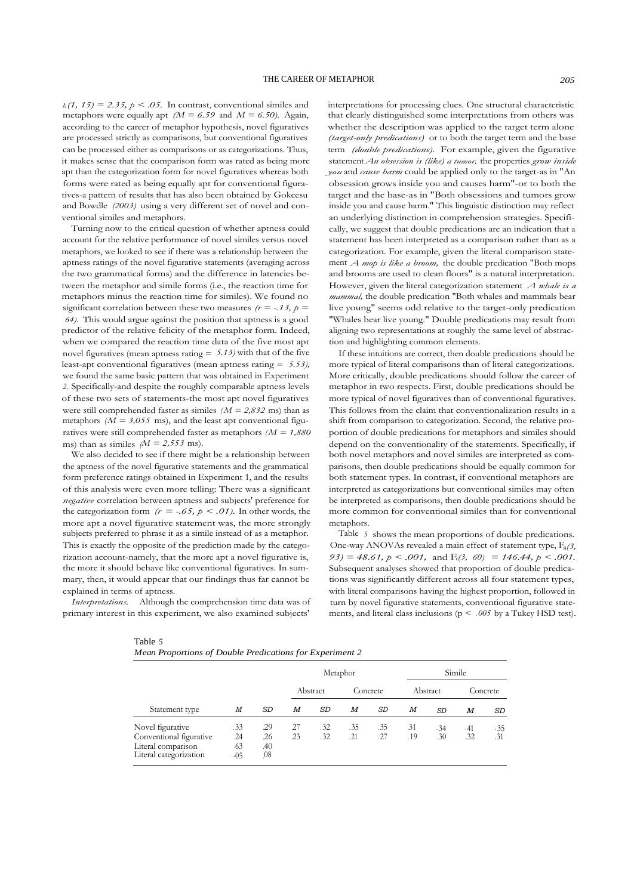$t_1(1, 15) = 2.35, p < .05$. In contrast, conventional similes and metaphors were equally apt ($M = 6.59$ and $M = 6.50$). Again, according to the career of metaphor hypothesis, novel figuratives are processed strictly as comparisons, but conventional figuratives can be processed either as comparisons or as categorizations. Thus, it makes sense that the comparison form was rated as being more apt than the categorization form for novel figuratives whereas both forms were rated as being equally apt for conventional figuratives-a pattern of results that has also been obtained by Gokcesu and Bowdle *(2003)* using a very different set of novel and conventional similes and metaphors.

Turning now to the critical question of whether aptness could account for the relative performance of novel similes versus novel metaphors, we looked to see if there was a relationship between the aptness ratings of the novel figurative statements (averaging across the two grammatical forms) and the difference in latencies between the metaphor and simile forms (i.e., the reaction time for metaphors minus the reaction time for similes). We found no significant correlation between these two measures ($r = -.13, p = .64$). This would argue against the position that aptness is a good predictor of the relative felicity of the metaphor form. Indeed, when we compared the reaction time data of the five most apt novel figuratives (mean aptness rating = $5.13$) with that of the five least-apt conventional figuratives (mean aptness rating = $5.53$), we found the same basic pattern that was obtained in Experiment *2.* Specifically-and despite the roughly comparable aptness levels of these two sets of statements-the most apt novel figuratives were still comprehended faster as similes ($M = 2,832$ ms) than as metaphors ($M = 3,055$ ms), and the least apt conventional figuratives were still comprehended faster as metaphors ($M = 1,880$ ms) than as similes ($M = 2,553$ ms).

We also decided to see if there might be a relationship between the aptness of the novel figurative statements and the grammatical form preference ratings obtained in Experiment 1, and the results of this analysis were even more telling: There was a significant *negative* correlation between aptness and subjects' preference for the categorization form ($r = -.65, p < .01$). In other words, the more apt a novel figurative statement was, the more strongly subjects preferred to phrase it as a simile instead of as a metaphor. This is exactly the opposite of the prediction made by the categorization account-namely, that the more apt a novel figurative is, the more it should behave like conventional figuratives. In summary, then, it would appear that our findings thus far cannot be explained in terms of aptness.

*Interpretations.* Although the comprehension time data was of primary interest in this experiment, we also examined subjects' interpretations for processing clues. One structural characteristic that clearly distinguished some interpretations from others was whether the description was applied to the target term alone *(target-only predications)* or to both the target term and the base term *(double predications)*. For example, given the figurative statement *An obsession is (like) a tumor,* the properties *grow inside you* and *cause harm* could be applied only to the target-as in "An obsession grows inside you and causes harm"-or to both the target and the base-as in "Both obsessions and tumors grow inside you and cause harm." This linguistic distinction may reflect an underlying distinction in comprehension strategies. Specifically, we suggest that double predications are an indication that a statement has been interpreted as a comparison rather than as a categorization. For example, given the literal comparison statement *A mop is like a broom,* the double predication "Both mops and brooms are used to clean floors" is a natural interpretation. However, given the literal categorization statement *A whale is a mammal,* the double predication "Both whales and mammals bear live young" seems odd relative to the target-only predication "Whales bear live young." Double predications may result from aligning two representations at roughly the same level of abstraction and highlighting common elements.

If these intuitions are correct, then double predications should be more typical of literal comparisons than of literal categorizations. More critically, double predications should follow the career of metaphor in two respects. First, double predications should be more typical of novel figuratives than of conventional figuratives. This follows from the claim that conventionalization results in a shift from comparison to categorization. Second, the relative proportion of double predications for metaphors and similes should depend on the conventionality of the statements. Specifically, if both novel metaphors and novel similes are interpreted as comparisons, then double predications should be equally common for both statement types. In contrast, if conventional metaphors are interpreted as categorizations but conventional similes may often be interpreted as comparisons, then double predications should be more common for conventional similes than for conventional metaphors.

Table *5* shows the mean proportions of double predications. One-way ANOVAs revealed a main effect of statement type, $F_s(3, 93) = 48.61, p < .001$, and $F_i(3, 60) = 146.44, p < .001$. Subsequent analyses showed that proportion of double predications was significantly different across all four statement types, with literal comparisons having the highest proportion, followed in turn by novel figurative statements, conventional figurative statements, and literal class inclusions ($p < .005$ by a Tukey HSD test).

Table *5*

*Mean Proportions of Double Predications for Experiment 2*

| | | | Metaphor | | | | Simile | | | |
|---|---|---|---|---|---|---|---|---|---|---|
| | | | Abstract | | Concrete | | Abstract | | Concrete | |
| Statement type | *M* | *SD* | *M* | *SD* | *M* | *SD* | *M* | *SD* | *M* | *SD* |
| Novel figurative | .33 | .29 | .27 | .32 | .35 | .35 | .31 | .34 | .41 | .35 |
| Conventional figurative | .24 | .26 | .23 | .32 | .21 | .27 | .19 | .30 | .32 | .31 |
| Literal comparison | .63 | .40 | | | | | | | | |
| Literal categorization | .05 | .08 | | | | | | | | |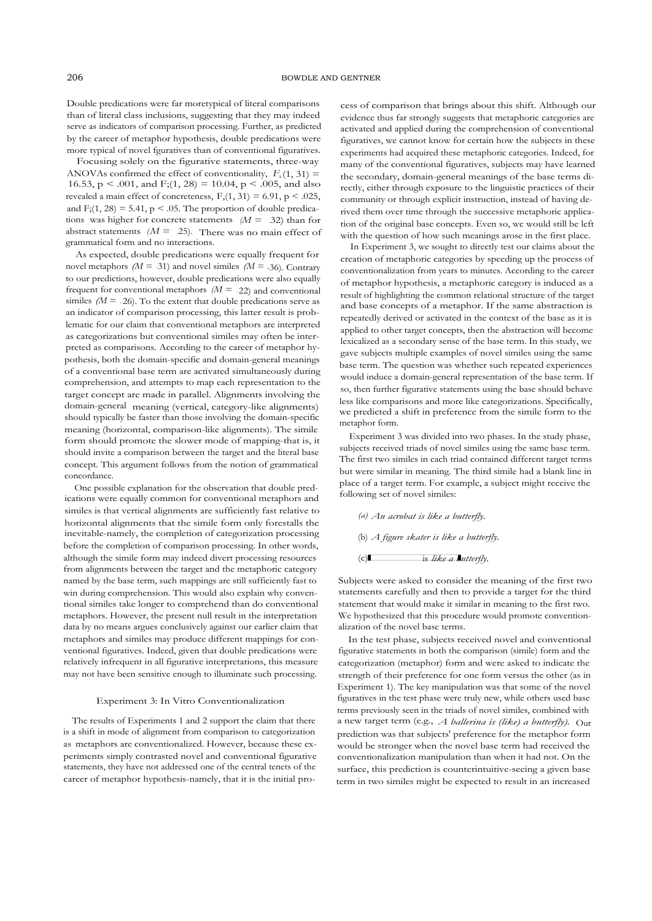Double predications were far moretypical of literal comparisons than of literal class inclusions, suggesting that they may indeed serve as indicators of comparison processing. Further, as predicted by the career of metaphor hypothesis, double predications were more typical of novel fguratives than of conventional figuratives.

Focusing solely on the figurative statements, three-way ANOVAs confirmed the effect of conventionality, $F_s(1, 31) = 16.53$, $p < .001$, and $F_i(1, 28) = 10.04$, $p < .005$, and also revealed a main effect of concreteness, $F_s(1, 31) = 6.91$, $p < .025$, and $F_i(1, 28) = 5.41$, $p < .05$. The proportion of double predications was higher for concrete statements ($M = .32$) than for abstract statements ($M = .25$). There was no main effect of grammatical form and no interactions.

As expected, double predications were equally frequent for novel metaphors ($M = .31$) and novel similes ($M = .36$). Contrary to our predictions, however, double predications were also equally frequent for conventional metaphors ($M = .22$) and conventional similes ($M = .26$). To the extent that double predications serve as an indicator of comparison processing, this latter result is problematic for our claim that conventional metaphors are interpreted as categorizations but conventional similes may often be interpreted as comparisons. According to the career of metaphor hypothesis, both the domain-specific and domain-general meanings of a conventional base term are activated simultaneously during comprehension, and attempts to map each representation to the target concept are made in parallel. Alignments involving the domain-general meaning (vertical, category-like alignments) should typically be faster than those involving the domain-specific meaning (horizontal, comparison-like alignments). The simile form should promote the slower mode of mapping-that is, it should invite a comparison between the target and the literal base concept. This argument follows from the notion of grammatical concordance.

One possible explanation for the observation that double predications were equally common for conventional metaphors and similes is that vertical alignments are sufficiently fast relative to horizontal alignments that the simile form only forestalls the inevitable-namely, the completion of categorization processing before the completion of comparison processing. In other words, although the simile form may indeed divert processing resources from alignments between the target and the metaphoric category named by the base term, such mappings are still sufficiently fast to win during comprehension. This would also explain why conventional similes take longer to comprehend than do conventional metaphors. However, the present null result in the interpretation data by no means argues conclusively against our earlier claim that metaphors and similes may produce different mappings for conventional figuratives. Indeed, given that double predications were relatively infrequent in all figurative interpretations, this measure may not have been sensitive enough to illuminate such processing.

## Experiment 3: In Vitro Conventionalization

The results of Experiments 1 and 2 support the claim that there is a shift in mode of alignment from comparison to categorization as metaphors are conventionalized. However, because these experiments simply contrasted novel and conventional figurative statements, they have not addressed one of the central tenets of the career of metaphor hypothesis-namely, that it is the initial process of comparison that brings about this shift. Although our evidence thus far strongly suggests that metaphoric categories are activated and applied during the comprehension of conventional figuratives, we cannot know for certain how the subjects in these experiments had acquired these metaphoric categories. Indeed, for many of the conventional figuratives, subjects may have learned the secondary, domain-general meanings of the base terms directly, either through exposure to the linguistic practices of their community or through explicit instruction, instead of having derived them over time through the successive metaphoric application of the original base concepts. Even so, we would still be left with the question of how such meanings arose in the first place.

In Experiment 3, we sought to directly test our claims about the creation of metaphoric categories by speeding up the process of conventionalization from years to minutes. According to the career of metaphor hypothesis, a metaphoric category is induced as a result of highlighting the common relational structure of the target and base concepts of a metaphor. If the same abstraction is repeatedly derived or activated in the context of the base as it is applied to other target concepts, then the abstraction will become lexicalized as a secondary sense of the base term. In this study, we gave subjects multiple examples of novel similes using the same base term. The question was whether such repeated experiences would induce a domain-general representation of the base term. If so, then further figurative statements using the base should behave less like comparisons and more like categorizations. Specifically, we predicted a shift in preference from the simile form to the metaphor form.

Experiment 3 was divided into two phases. In the study phase, subjects received triads of novel similes using the same base term. The first two similes in each triad contained different target terms but were similar in meaning. The third simile had a blank line in place of a target term. For example, a subject might receive the following set of novel similes:

(a) *An acrobat is like a butterfly.*

(b) *A figure skater is like a butterfly.*

(c) ________ is *like a butterfly.*

Subjects were asked to consider the meaning of the first two statements carefully and then to provide a target for the third statement that would make it similar in meaning to the first two. We hypothesized that this procedure would promote conventionalization of the novel base terms.

In the test phase, subjects received novel and conventional figurative statements in both the comparison (simile) form and the categorization (metaphor) form and were asked to indicate the strength of their preference for one form versus the other (as in Experiment 1). The key manipulation was that some of the novel figuratives in the test phase were truly new, while others used base terms previously seen in the triads of novel similes, combined with a new target term (e.g., *A ballerina is (like) a butterfly).* Our prediction was that subjects' preference for the metaphor form would be stronger when the novel base term had received the conventionalization manipulation than when it had not. On the surface, this prediction is counterintuitive-seeing a given base term in two similes might be expected to result in an increased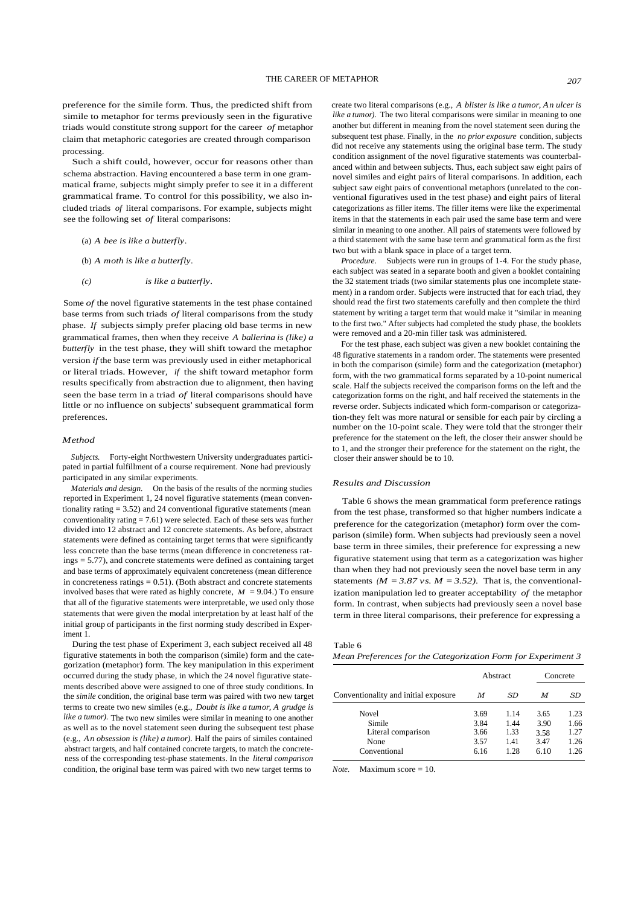preference for the simile form. Thus, the predicted shift from simile to metaphor for terms previously seen in the figurative triads would constitute strong support for the career of metaphor claim that metaphoric categories are created through comparison processing.

Such a shift could, however, occur for reasons other than schema abstraction. Having encountered a base term in one grammatical frame, subjects might simply prefer to see it in a different grammatical frame. To control for this possibility, we also included triads of literal comparisons. For example, subjects might see the following set of literal comparisons:

(a) *A bee is like a butterfly.*

(b) *A moth is like a butterfly.*

(c) ______ *is like a butterfly.*

Some of the novel figurative statements in the test phase contained base terms from such triads of literal comparisons from the study phase. If subjects simply prefer placing old base terms in new grammatical frames, then when they receive *A ballerina is (like) a butterfly* in the test phase, they will shift toward the metaphor version if the base term was previously used in either metaphorical or literal triads. However, if the shift toward metaphor form results specifically from abstraction due to alignment, then having seen the base term in a triad of literal comparisons should have little or no influence on subjects' subsequent grammatical form preferences.

## Method

*Subjects.* Forty-eight Northwestern University undergraduates participated in partial fulfillment of a course requirement. None had previously participated in any similar experiments.

*Materials and design.* On the basis of the results of the norming studies reported in Experiment 1, 24 novel figurative statements (mean conventionality rating = 3.52) and 24 conventional figurative statements (mean conventionality rating = 7.61) were selected. Each of these sets was further divided into 12 abstract and 12 concrete statements. As before, abstract statements were defined as containing target terms that were significantly less concrete than the base terms (mean difference in concreteness ratings = 5.77), and concrete statements were defined as containing target and base terms of approximately equivalent concreteness (mean difference in concreteness ratings = 0.51). (Both abstract and concrete statements involved bases that were rated as highly concrete, $M = 9.04$.) To ensure that all of the figurative statements were interpretable, we used only those statements that were given the modal interpretation by at least half of the initial group of participants in the first norming study described in Experiment 1.

During the test phase of Experiment 3, each subject received all 48 figurative statements in both the comparison (simile) form and the categorization (metaphor) form. The key manipulation in this experiment occurred during the study phase, in which the 24 novel figurative statements described above were assigned to one of three study conditions. In the *simile* condition, the original base term was paired with two new target terms to create two new similes (e.g., *Doubt is like a tumor, A grudge is like a tumor).* The two new similes were similar in meaning to one another as well as to the novel statement seen during the subsequent test phase (e.g., *An obsession is (like) a tumor).* Half the pairs of similes contained abstract targets, and half contained concrete targets, to match the concreteness of the corresponding test-phase statements. In the *literal comparison* condition, the original base term was paired with two new target terms to create two literal comparisons (e.g., *A blister is like a tumor, An ulcer is like a tumor).* The two literal comparisons were similar in meaning to one another but different in meaning from the novel statement seen during the subsequent test phase. Finally, in the *no prior exposure* condition, subjects did not receive any statements using the original base term. The study condition assignment of the novel figurative statements was counterbalanced within and between subjects. Thus, each subject saw eight pairs of novel similes and eight pairs of literal comparisons. In addition, each subject saw eight pairs of conventional metaphors (unrelated to the conventional figuratives used in the test phase) and eight pairs of literal categorizations as filler items. The filler items were like the experimental items in that the statements in each pair used the same base term and were similar in meaning to one another. All pairs of statements were followed by a third statement with the same base term and grammatical form as the first two but with a blank space in place of a target term.

*Procedure.* Subjects were run in groups of 1-4. For the study phase, each subject was seated in a separate booth and given a booklet containing the 32 statement triads (two similar statements plus one incomplete statement) in a random order. Subjects were instructed that for each triad, they should read the first two statements carefully and then complete the third statement by writing a target term that would make it "similar in meaning to the first two." After subjects had completed the study phase, the booklets were removed and a 20-min filler task was administered.

For the test phase, each subject was given a new booklet containing the 48 figurative statements in a random order. The statements were presented in both the comparison (simile) form and the categorization (metaphor) form, with the two grammatical forms separated by a 10-point numerical scale. Half the subjects received the comparison forms on the left and the categorization forms on the right, and half received the statements in the reverse order. Subjects indicated which form-comparison or categorization-they felt was more natural or sensible for each pair by circling a number on the 10-point scale. They were told that the stronger their preference for the statement on the left, the closer their answer should be to 1, and the stronger their preference for the statement on the right, the closer their answer should be to 10.

## Results and Discussion

Table 6 shows the mean grammatical form preference ratings from the test phase, transformed so that higher numbers indicate a preference for the categorization (metaphor) form over the comparison (simile) form. When subjects had previously seen a novel base term in three similes, their preference for expressing a new figurative statement using that term as a categorization was higher than when they had not previously seen the novel base term in any statements ($M = 3.87$ vs. $M = 3.52$). That is, the conventionalization manipulation led to greater acceptability of the metaphor form. In contrast, when subjects had previously seen a novel base term in three literal comparisons, their preference for expressing a

Table 6
*Mean Preferences for the Categorization Form for Experiment 3*

| | Abstract | | Concrete | |
|---|---|---|---|---|
| Conventionality and initial exposure | *M* | *SD* | *M* | *SD* |
| Novel | 3.69 | 1.14 | 3.65 | 1.23 |
| Simile | 3.84 | 1.44 | 3.90 | 1.66 |
| Literal comparison | 3.66 | 1.33 | 3.58 | 1.27 |
| None | 3.57 | 1.41 | 3.47 | 1.26 |
| Conventional | 6.16 | 1.28 | 6.10 | 1.26 |

*Note.* Maximum score = 10.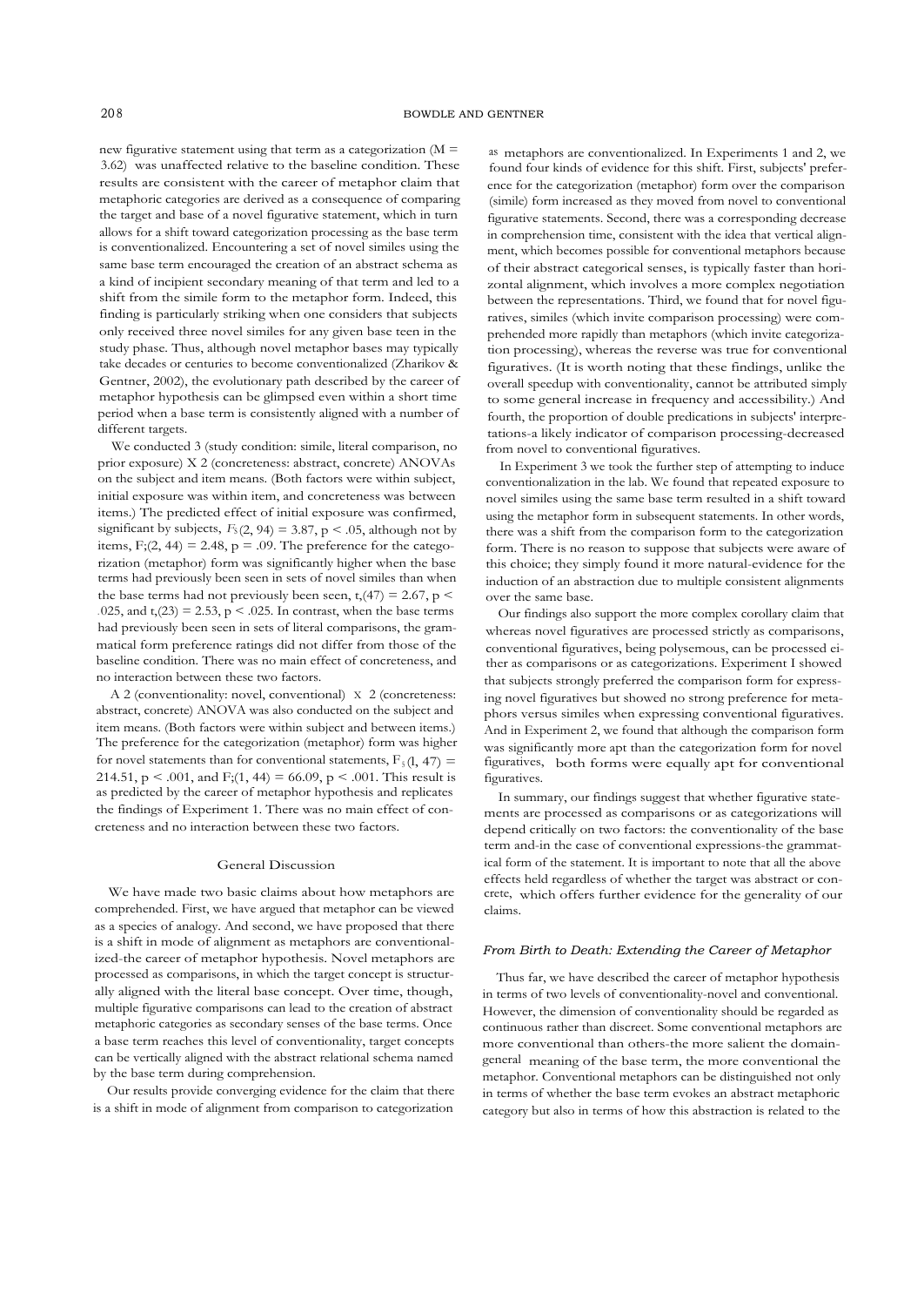new figurative statement using that term as a categorization (M = 3.62) was unaffected relative to the baseline condition. These results are consistent with the career of metaphor claim that metaphoric categories are derived as a consequence of comparing the target and base of a novel figurative statement, which in turn allows for a shift toward categorization processing as the base term is conventionalized. Encountering a set of novel similes using the same base term encouraged the creation of an abstract schema as a kind of incipient secondary meaning of that term and led to a shift from the simile form to the metaphor form. Indeed, this finding is particularly striking when one considers that subjects only received three novel similes for any given base teen in the study phase. Thus, although novel metaphor bases may typically take decades or centuries to become conventionalized (Zharikov & Gentner, 2002), the evolutionary path described by the career of metaphor hypothesis can be glimpsed even within a short time period when a base term is consistently aligned with a number of different targets.

We conducted 3 (study condition: simile, literal comparison, no prior exposure) X 2 (concreteness: abstract, concrete) ANOVAs on the subject and item means. (Both factors were within subject, initial exposure was within item, and concreteness was between items.) The predicted effect of initial exposure was confirmed, significant by subjects, $F_S(2, 94) = 3.87$, $p < .05$, although not by items, $F_i(2, 44) = 2.48$, $p = .09$. The preference for the categorization (metaphor) form was significantly higher when the base terms had previously been seen in sets of novel similes than when the base terms had not previously been seen, $t_s(47) = 2.67$, $p < .025$, and $t_i(23) = 2.53$, $p < .025$. In contrast, when the base terms had previously been seen in sets of literal comparisons, the grammatical form preference ratings did not differ from those of the baseline condition. There was no main effect of concreteness, and no interaction between these two factors.

A 2 (conventionality: novel, conventional) X 2 (concreteness: abstract, concrete) ANOVA was also conducted on the subject and item means. (Both factors were within subject and between items.) The preference for the categorization (metaphor) form was higher for novel statements than for conventional statements, $F_S(1, 47) = 214.51$, $p < .001$, and $F_i(1, 44) = 66.09$, $p < .001$. This result is as predicted by the career of metaphor hypothesis and replicates the findings of Experiment 1. There was no main effect of concreteness and no interaction between these two factors.

## General Discussion

We have made two basic claims about how metaphors are comprehended. First, we have argued that metaphor can be viewed as a species of analogy. And second, we have proposed that there is a shift in mode of alignment as metaphors are conventionalized-the career of metaphor hypothesis. Novel metaphors are processed as comparisons, in which the target concept is structurally aligned with the literal base concept. Over time, though, multiple figurative comparisons can lead to the creation of abstract metaphoric categories as secondary senses of the base terms. Once a base term reaches this level of conventionality, target concepts can be vertically aligned with the abstract relational schema named by the base term during comprehension.

Our results provide converging evidence for the claim that there is a shift in mode of alignment from comparison to categorization as metaphors are conventionalized. In Experiments 1 and 2, we found four kinds of evidence for this shift. First, subjects' preference for the categorization (metaphor) form over the comparison (simile) form increased as they moved from novel to conventional figurative statements. Second, there was a corresponding decrease in comprehension time, consistent with the idea that vertical alignment, which becomes possible for conventional metaphors because of their abstract categorical senses, is typically faster than horizontal alignment, which involves a more complex negotiation between the representations. Third, we found that for novel figuratives, similes (which invite comparison processing) were comprehended more rapidly than metaphors (which invite categorization processing), whereas the reverse was true for conventional figuratives. (It is worth noting that these findings, unlike the overall speedup with conventionality, cannot be attributed simply to some general increase in frequency and accessibility.) And fourth, the proportion of double predications in subjects' interpretations-a likely indicator of comparison processing-decreased from novel to conventional figuratives.

In Experiment 3 we took the further step of attempting to induce conventionalization in the lab. We found that repeated exposure to novel similes using the same base term resulted in a shift toward using the metaphor form in subsequent statements. In other words, there was a shift from the comparison form to the categorization form. There is no reason to suppose that subjects were aware of this choice; they simply found it more natural-evidence for the induction of an abstraction due to multiple consistent alignments over the same base.

Our findings also support the more complex corollary claim that whereas novel figuratives are processed strictly as comparisons, conventional figuratives, being polysemous, can be processed either as comparisons or as categorizations. Experiment I showed that subjects strongly preferred the comparison form for expressing novel figuratives but showed no strong preference for metaphors versus similes when expressing conventional figuratives. And in Experiment 2, we found that although the comparison form was significantly more apt than the categorization form for novel figuratives, both forms were equally apt for conventional figuratives.

In summary, our findings suggest that whether figurative statements are processed as comparisons or as categorizations will depend critically on two factors: the conventionality of the base term and-in the case of conventional expressions-the grammatical form of the statement. It is important to note that all the above effects held regardless of whether the target was abstract or concrete, which offers further evidence for the generality of our claims.

### *From Birth to Death: Extending the Career of Metaphor*

Thus far, we have described the career of metaphor hypothesis in terms of two levels of conventionality-novel and conventional. However, the dimension of conventionality should be regarded as continuous rather than discreet. Some conventional metaphors are more conventional than others-the more salient the domain-general meaning of the base term, the more conventional the metaphor. Conventional metaphors can be distinguished not only in terms of whether the base term evokes an abstract metaphoric category but also in terms of how this abstraction is related to the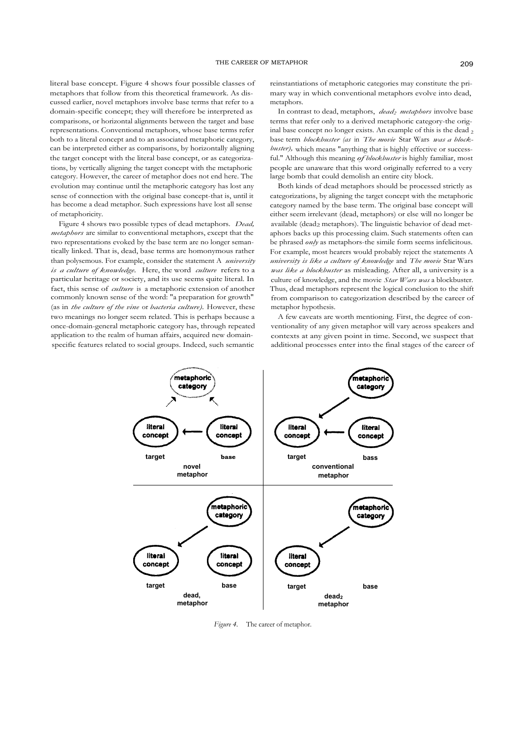literal base concept. Figure 4 shows four possible classes of metaphors that follow from this theoretical framework. As discussed earlier, novel metaphors involve base terms that refer to a domain-specific concept; they will therefore be interpreted as comparisons, or horizontal alignments between the target and base representations. Conventional metaphors, whose base terms refer both to a literal concept and to an associated metaphoric category, can be interpreted either as comparisons, by horizontally aligning the target concept with the literal base concept, or as categorizations, by vertically aligning the target concept with the metaphoric category. However, the career of metaphor does not end here. The evolution may continue until the metaphoric category has lost any sense of connection with the original base concept-that is, until it has become a dead metaphor. Such expressions have lost all sense of metaphoricity.

Figure 4 shows two possible types of dead metaphors. *Dead, metaphors* are similar to conventional metaphors, except that the two representations evoked by the base term are no longer semantically linked. That is, dead, base terms are homonymous rather than polysemous. For example, consider the statement A *university is a culture of knowledge.* Here, the word *culture* refers to a particular heritage or society, and its use seems quite literal. In fact, this sense of *culture* is a metaphoric extension of another commonly known sense of the word: "a preparation for growth" (as in *the culture of the vine* or *bacteria culture).* However, these two meanings no longer seem related. This is perhaps because a once-domain-general metaphoric category has, through repeated application to the realm of human affairs, acquired new domain-specific features related to social groups. Indeed, such semantic reinstantiations of metaphoric categories may constitute the primary way in which conventional metaphors evolve into dead, metaphors.

In contrast to dead, metaphors, *dead$_2$ metaphors* involve base terms that refer only to a derived metaphoric category-the original base concept no longer exists. An example of this is the dead$_2$ base term *blockbuster (as* in *The movie* Star Wars *was a blockbuster),* which means "anything that is highly effective or successful." Although this meaning *of blockbuster* is highly familiar, most people are unaware that this word originally referred to a very large bomb that could demolish an entire city block.

Both kinds of dead metaphors should be processed strictly as categorizations, by aligning the target concept with the metaphoric category named by the base term. The original base concept will either seem irrelevant (dead, metaphors) or else will no longer be available (dead$_2$ metaphors). The linguistic behavior of dead metaphors backs up this processing claim. Such statements often can be phrased *only* as metaphors-the simile form seems infelicitous. For example, most hearers would probably reject the statements A *university is like a culture of knowledge* and *The movie* Star Wars *was like a blockbuster* as misleading. After all, a university is a culture of knowledge, and the movie *Star Wars was* a blockbuster. Thus, dead metaphors represent the logical conclusion to the shift from comparison to categorization described by the career of metaphor hypothesis.

A few caveats are worth mentioning. First, the degree of conventionality of any given metaphor will vary across speakers and contexts at any given point in time. Second, we suspect that additional processes enter into the final stages of the career of

*Figure 4.* The career of metaphor.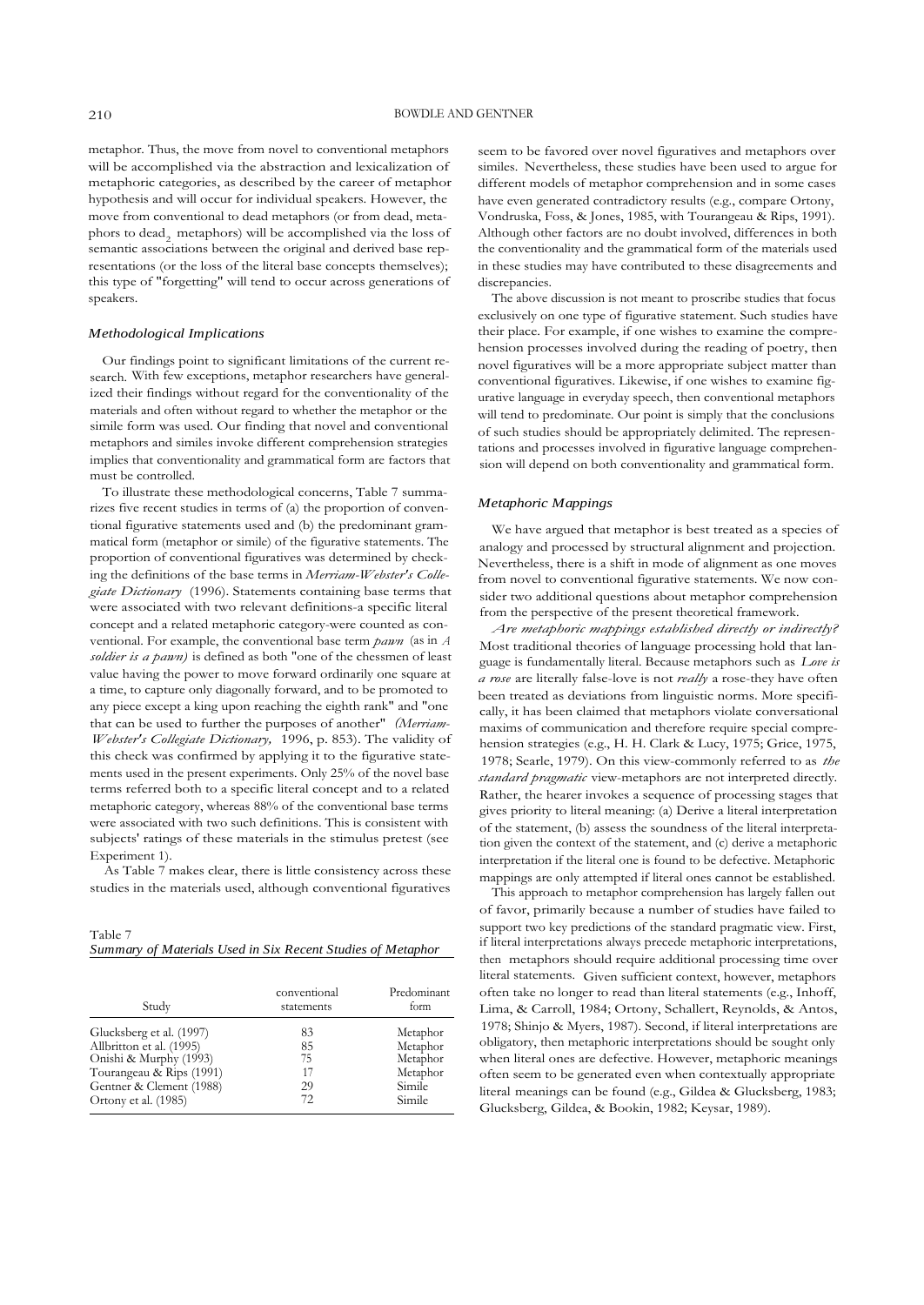metaphor. Thus, the move from novel to conventional metaphors will be accomplished via the abstraction and lexicalization of metaphoric categories, as described by the career of metaphor hypothesis and will occur for individual speakers. However, the move from conventional to dead metaphors (or from dead, metaphors to dead$_2$ metaphors) will be accomplished via the loss of semantic associations between the original and derived base representations (or the loss of the literal base concepts themselves); this type of "forgetting" will tend to occur across generations of speakers.

### *Methodological Implications*

Our findings point to significant limitations of the current research. With few exceptions, metaphor researchers have generalized their findings without regard for the conventionality of the materials and often without regard to whether the metaphor or the simile form was used. Our finding that novel and conventional metaphors and similes invoke different comprehension strategies implies that conventionality and grammatical form are factors that must be controlled.

To illustrate these methodological concerns, Table 7 summarizes five recent studies in terms of (a) the proportion of conventional figurative statements used and (b) the predominant grammatical form (metaphor or simile) of the figurative statements. The proportion of conventional figuratives was determined by checking the definitions of the base terms in *Merriam-Webster's Collegiate Dictionary* (1996). Statements containing base terms that were associated with two relevant definitions-a specific literal concept and a related metaphoric category-were counted as conventional. For example, the conventional base term *pawn* (as in *A soldier is a pawn)* is defined as both "one of the chessmen of least value having the power to move forward ordinarily one square at a time, to capture only diagonally forward, and to be promoted to any piece except a king upon reaching the eighth rank" and "one that can be used to further the purposes of another" *(Merriam-Webster's Collegiate Dictionary,* 1996, p. 853). The validity of this check was confirmed by applying it to the figurative statements used in the present experiments. Only 25% of the novel base terms referred both to a specific literal concept and to a related metaphoric category, whereas 88% of the conventional base terms were associated with two such definitions. This is consistent with subjects' ratings of these materials in the stimulus pretest (see Experiment 1).

As Table 7 makes clear, there is little consistency across these studies in the materials used, although conventional figuratives seem to be favored over novel figuratives and metaphors over similes. Nevertheless, these studies have been used to argue for different models of metaphor comprehension and in some cases have even generated contradictory results (e.g., compare Ortony, Vondruska, Foss, & Jones, 1985, with Tourangeau & Rips, 1991). Although other factors are no doubt involved, differences in both the conventionality and the grammatical form of the materials used in these studies may have contributed to these disagreements and discrepancies.

The above discussion is not meant to proscribe studies that focus exclusively on one type of figurative statement. Such studies have their place. For example, if one wishes to examine the comprehension processes involved during the reading of poetry, then novel figuratives will be a more appropriate subject matter than conventional figuratives. Likewise, if one wishes to examine figurative language in everyday speech, then conventional metaphors will tend to predominate. Our point is simply that the conclusions of such studies should be appropriately delimited. The representations and processes involved in figurative language comprehension will depend on both conventionality and grammatical form.

Table 7
*Summary of Materials Used in Six Recent Studies of Metaphor*

| Study | conventional statements | Predominant form |
|---|---|---|
| Glucksberg et al. (1997) | 83 | Metaphor |
| Allbritton et al. (1995) | 85 | Metaphor |
| Onishi & Murphy (1993) | 75 | Metaphor |
| Tourangeau & Rips (1991) | 17 | Metaphor |
| Gentner & Clement (1988) | 29 | Simile |
| Ortony et al. (1985) | 72 | Simile |

### *Metaphoric Mappings*

We have argued that metaphor is best treated as a species of analogy and processed by structural alignment and projection. Nevertheless, there is a shift in mode of alignment as one moves from novel to conventional figurative statements. We now consider two additional questions about metaphor comprehension from the perspective of the present theoretical framework.

*Are metaphoric mappings established directly or indirectly?* Most traditional theories of language processing hold that language is fundamentally literal. Because metaphors such as *Love is a rose* are literally false-love is not *really* a rose-they have often been treated as deviations from linguistic norms. More specifically, it has been claimed that metaphors violate conversational maxims of communication and therefore require special comprehension strategies (e.g., H. H. Clark & Lucy, 1975; Grice, 1975, 1978; Searle, 1979). On this view-commonly referred to as *the standard pragmatic* view-metaphors are not interpreted directly. Rather, the hearer invokes a sequence of processing stages that gives priority to literal meaning: (a) Derive a literal interpretation of the statement, (b) assess the soundness of the literal interpretation given the context of the statement, and (c) derive a metaphoric interpretation if the literal one is found to be defective. Metaphoric mappings are only attempted if literal ones cannot be established.

This approach to metaphor comprehension has largely fallen out of favor, primarily because a number of studies have failed to support two key predictions of the standard pragmatic view. First, if literal interpretations always precede metaphoric interpretations, then metaphors should require additional processing time over literal statements. Given sufficient context, however, metaphors often take no longer to read than literal statements (e.g., Inhoff, Lima, & Carroll, 1984; Ortony, Schallert, Reynolds, & Antos, 1978; Shinjo & Myers, 1987). Second, if literal interpretations are obligatory, then metaphoric interpretations should be sought only when literal ones are defective. However, metaphoric meanings often seem to be generated even when contextually appropriate literal meanings can be found (e.g., Gildea & Glucksberg, 1983; Glucksberg, Gildea, & Bookin, 1982; Keysar, 1989).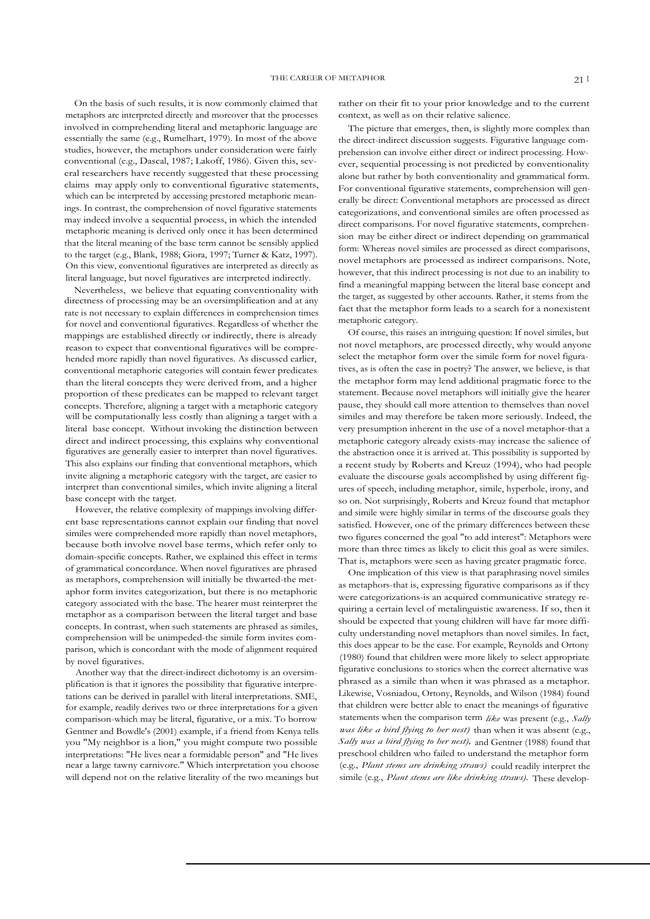On the basis of such results, it is now commonly claimed that metaphors are interpreted directly and moreover that the processes involved in comprehending literal and metaphoric language are essentially the same (e.g., Rumelhart, 1979). In most of the above studies, however, the metaphors under consideration were fairly conventional (e.g., Dascal, 1987; Lakoff, 1986). Given this, several researchers have recently suggested that these processing claims may apply only to conventional figurative statements, which can be interpreted by accessing prestored metaphoric meanings. In contrast, the comprehension of novel figurative statements may indeed involve a sequential process, in which the intended metaphoric meaning is derived only once it has been determined that the literal meaning of the base term cannot be sensibly applied to the target (e.g., Blank, 1988; Giora, 1997; Turner & Katz, 1997). On this view, conventional figuratives are interpreted as directly as literal language, but novel figuratives are interpreted indirectly.

Nevertheless, we believe that equating conventionality with directness of processing may be an oversimplification and at any rate is not necessary to explain differences in comprehension times for novel and conventional figuratives. Regardless of whether the mappings are established directly or indirectly, there is already reason to expect that conventional figuratives will be comprehended more rapidly than novel figuratives. As discussed earlier, conventional metaphoric categories will contain fewer predicates than the literal concepts they were derived from, and a higher proportion of these predicates can be mapped to relevant target concepts. Therefore, aligning a target with a metaphoric category will be computationally less costly than aligning a target with a literal base concept. Without invoking the distinction between direct and indirect processing, this explains why conventional figuratives are generally easier to interpret than novel figuratives. This also explains our finding that conventional metaphors, which invite aligning a metaphoric category with the target, are easier to interpret than conventional similes, which invite aligning a literal base concept with the target.

However, the relative complexity of mappings involving different base representations cannot explain our finding that novel similes were comprehended more rapidly than novel metaphors, because both involve novel base terms, which refer only to domain-specific concepts. Rather, we explained this effect in terms of grammatical concordance. When novel figuratives are phrased as metaphors, comprehension will initially be thwarted-the metaphor form invites categorization, but there is no metaphoric category associated with the base. The hearer must reinterpret the metaphor as a comparison between the literal target and base concepts. In contrast, when such statements are phrased as similes, comprehension will be unimpeded-the simile form invites comparison, which is concordant with the mode of alignment required by novel figuratives.

Another way that the direct-indirect dichotomy is an oversimplification is that it ignores the possibility that figurative interpretations can be derived in parallel with literal interpretations. SME, for example, readily derives two or three interpretations for a given comparison-which may be literal, figurative, or a mix. To borrow Gentner and Bowdle's (2001) example, if a friend from Kenya tells you "My neighbor is a lion," you might compute two possible interpretations: "He lives near a formidable person" and "He lives near a large tawny carnivore." Which interpretation you choose will depend not on the relative literality of the two meanings but rather on their fit to your prior knowledge and to the current context, as well as on their relative salience.

The picture that emerges, then, is slightly more complex than the direct-indirect discussion suggests. Figurative language comprehension can involve either direct or indirect processing. However, sequential processing is not predicted by conventionality alone but rather by both conventionality and grammatical form. For conventional figurative statements, comprehension will generally be direct: Conventional metaphors are processed as direct categorizations, and conventional similes are often processed as direct comparisons. For novel figurative statements, comprehension may be either direct or indirect depending on grammatical form: Whereas novel similes are processed as direct comparisons, novel metaphors are processed as indirect comparisons. Note, however, that this indirect processing is not due to an inability to find a meaningful mapping between the literal base concept and the target, as suggested by other accounts. Rather, it stems from the fact that the metaphor form leads to a search for a nonexistent metaphoric category.

Of course, this raises an intriguing question: If novel similes, but not novel metaphors, are processed directly, why would anyone select the metaphor form over the simile form for novel figuratives, as is often the case in poetry? The answer, we believe, is that the metaphor form may lend additional pragmatic force to the statement. Because novel metaphors will initially give the hearer pause, they should call more attention to themselves than novel similes and may therefore be taken more seriously. Indeed, the very presumption inherent in the use of a novel metaphor-that a metaphoric category already exists-may increase the salience of the abstraction once it is arrived at. This possibility is supported by a recent study by Roberts and Kreuz (1994), who had people evaluate the discourse goals accomplished by using different figures of speech, including metaphor, simile, hyperbole, irony, and so on. Not surprisingly, Roberts and Kreuz found that metaphor and simile were highly similar in terms of the discourse goals they satisfied. However, one of the primary differences between these two figures concerned the goal "to add interest": Metaphors were more than three times as likely to elicit this goal as were similes. That is, metaphors were seen as having greater pragmatic force.

One implication of this view is that paraphrasing novel similes as metaphors-that is, expressing figurative comparisons as if they were categorizations-is an acquired communicative strategy requiring a certain level of metalinguistic awareness. If so, then it should be expected that young children will have far more difficulty understanding novel metaphors than novel similes. In fact, this does appear to be the case. For example, Reynolds and Ortony (1980) found that children were more likely to select appropriate figurative conclusions to stories when the correct alternative was phrased as a simile than when it was phrased as a metaphor. Likewise, Vosniadou, Ortony, Reynolds, and Wilson (1984) found that children were better able to enact the meanings of figurative statements when the comparison term *like* was present (e.g., *Sally was like a bird flying to her nest)* than when it was absent (e.g., *Sally was a bird flying to her nest),* and Gentner (1988) found that preschool children who failed to understand the metaphor form (e.g., *Plant stems are drinking straws)* could readily interpret the simile (e.g., *Plant stems are like drinking straws).* These develop-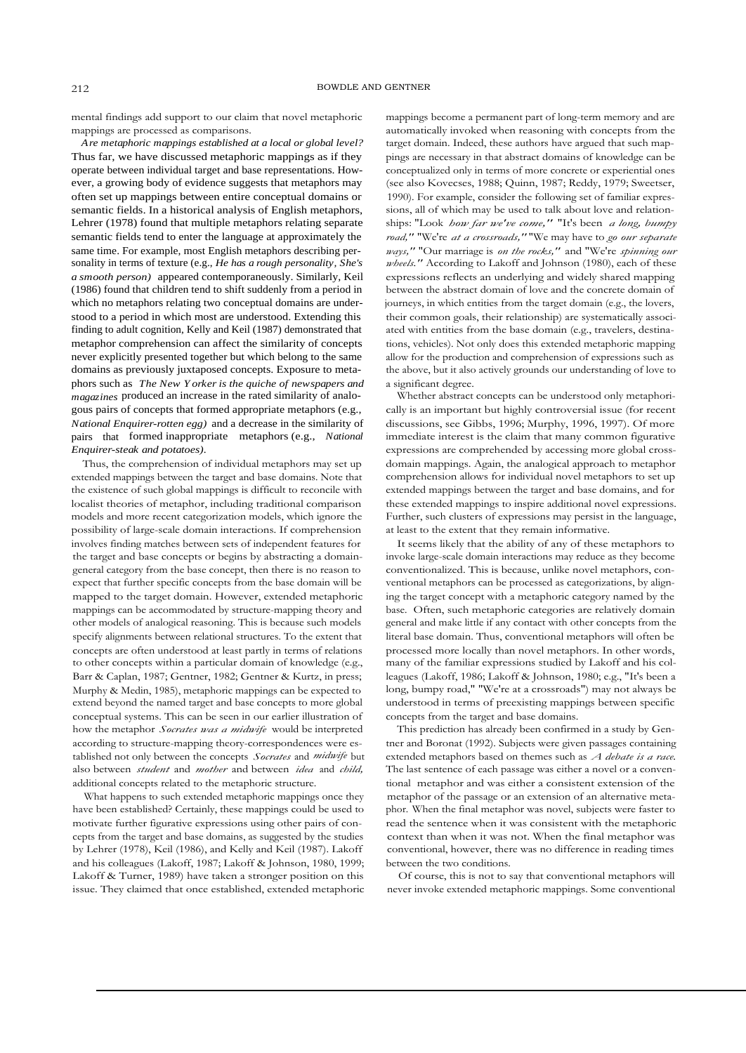mental findings add support to our claim that novel metaphoric mappings are processed as comparisons.

*Are metaphoric mappings established at a local or global level?* Thus far, we have discussed metaphoric mappings as if they operate between individual target and base representations. However, a growing body of evidence suggests that metaphors may often set up mappings between entire conceptual domains or semantic fields. In a historical analysis of English metaphors, Lehrer (1978) found that multiple metaphors relating separate semantic fields tend to enter the language at approximately the same time. For example, most English metaphors describing personality in terms of texture (e.g., *He has a rough personality, She's a smooth person)* appeared contemporaneously. Similarly, Keil (1986) found that children tend to shift suddenly from a period in which no metaphors relating two conceptual domains are understood to a period in which most are understood. Extending this finding to adult cognition, Kelly and Keil (1987) demonstrated that metaphor comprehension can affect the similarity of concepts never explicitly presented together but which belong to the same domains as previously juxtaposed concepts. Exposure to metaphors such as *The New Yorker is the quiche of newspapers and magazines* produced an increase in the rated similarity of analogous pairs of concepts that formed appropriate metaphors (e.g., *National Enquirer-rotten egg)* and a decrease in the similarity of pairs that formed inappropriate metaphors (e.g., *National Enquirer-steak and potatoes)*.

Thus, the comprehension of individual metaphors may set up extended mappings between the target and base domains. Note that the existence of such global mappings is difficult to reconcile with localist theories of metaphor, including traditional comparison models and more recent categorization models, which ignore the possibility of large-scale domain interactions. If comprehension involves finding matches between sets of independent features for the target and base concepts or begins by abstracting a domain-general category from the base concept, then there is no reason to expect that further specific concepts from the base domain will be mapped to the target domain. However, extended metaphoric mappings can be accommodated by structure-mapping theory and other models of analogical reasoning. This is because such models specify alignments between relational structures. To the extent that concepts are often understood at least partly in terms of relations to other concepts within a particular domain of knowledge (e.g., Barr & Caplan, 1987; Gentner, 1982; Gentner & Kurtz, in press; Murphy & Medin, 1985), metaphoric mappings can be expected to extend beyond the named target and base concepts to more global conceptual systems. This can be seen in our earlier illustration of how the metaphor *Socrates was a midwife* would be interpreted according to structure-mapping theory-correspondences were established not only between the concepts *Socrates* and *midwife* but also between *student* and *mother* and between *idea* and *child,* additional concepts related to the metaphoric structure.

What happens to such extended metaphoric mappings once they have been established? Certainly, these mappings could be used to motivate further figurative expressions using other pairs of concepts from the target and base domains, as suggested by the studies by Lehrer (1978), Keil (1986), and Kelly and Keil (1987). Lakoff and his colleagues (Lakoff, 1987; Lakoff & Johnson, 1980, 1999; Lakoff & Turner, 1989) have taken a stronger position on this issue. They claimed that once established, extended metaphoric mappings become a permanent part of long-term memory and are automatically invoked when reasoning with concepts from the target domain. Indeed, these authors have argued that such mappings are necessary in that abstract domains of knowledge can be conceptualized only in terms of more concrete or experiential ones (see also Kovecses, 1988; Quinn, 1987; Reddy, 1979; Sweetser, 1990). For example, consider the following set of familiar expressions, all of which may be used to talk about love and relationships: "Look *how far we've come,*" "It's been *a long, bumpy road,*" "We're *at a crossroads,*" "We may have to *go our separate ways,*" "Our marriage is *on the rocks,*" and "We're *spinning our wheels.*" According to Lakoff and Johnson (1980), each of these expressions reflects an underlying and widely shared mapping between the abstract domain of love and the concrete domain of journeys, in which entities from the target domain (e.g., the lovers, their common goals, their relationship) are systematically associated with entities from the base domain (e.g., travelers, destinations, vehicles). Not only does this extended metaphoric mapping allow for the production and comprehension of expressions such as the above, but it also actively grounds our understanding of love to a significant degree.

Whether abstract concepts can be understood only metaphorically is an important but highly controversial issue (for recent discussions, see Gibbs, 1996; Murphy, 1996, 1997). Of more immediate interest is the claim that many common figurative expressions are comprehended by accessing more global cross-domain mappings. Again, the analogical approach to metaphor comprehension allows for individual novel metaphors to set up extended mappings between the target and base domains, and for these extended mappings to inspire additional novel expressions. Further, such clusters of expressions may persist in the language, at least to the extent that they remain informative.

It seems likely that the ability of any of these metaphors to invoke large-scale domain interactions may reduce as they become conventionalized. This is because, unlike novel metaphors, conventional metaphors can be processed as categorizations, by aligning the target concept with a metaphoric category named by the base. Often, such metaphoric categories are relatively domain general and make little if any contact with other concepts from the literal base domain. Thus, conventional metaphors will often be processed more locally than novel metaphors. In other words, many of the familiar expressions studied by Lakoff and his colleagues (Lakoff, 1986; Lakoff & Johnson, 1980; e.g., "It's been a long, bumpy road," "We're at a crossroads") may not always be understood in terms of preexisting mappings between specific concepts from the target and base domains.

This prediction has already been confirmed in a study by Gentner and Boronat (1992). Subjects were given passages containing extended metaphors based on themes such as *A debate is a race*. The last sentence of each passage was either a novel or a conventional metaphor and was either a consistent extension of the metaphor of the passage or an extension of an alternative metaphor. When the final metaphor was novel, subjects were faster to read the sentence when it was consistent with the metaphoric context than when it was not. When the final metaphor was conventional, however, there was no difference in reading times between the two conditions.

Of course, this is not to say that conventional metaphors will never invoke extended metaphoric mappings. Some conventional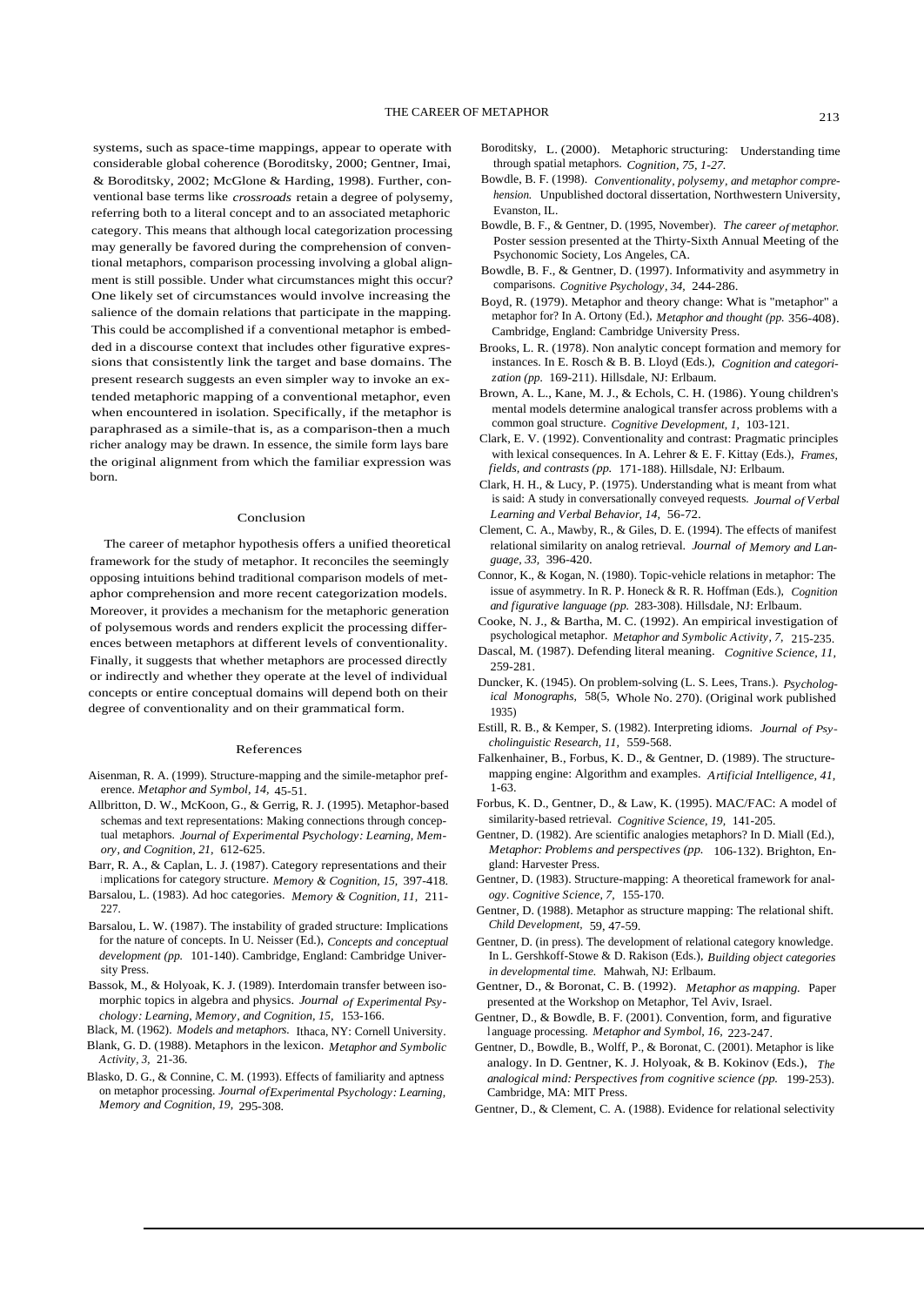systems, such as space-time mappings, appear to operate with considerable global coherence (Boroditsky, 2000; Gentner, Imai, & Boroditsky, 2002; McGlone & Harding, 1998). Further, conventional base terms like *crossroads* retain a degree of polysemy, referring both to a literal concept and to an associated metaphoric category. This means that although local categorization processing may generally be favored during the comprehension of conventional metaphors, comparison processing involving a global alignment is still possible. Under what circumstances might this occur? One likely set of circumstances would involve increasing the salience of the domain relations that participate in the mapping. This could be accomplished if a conventional metaphor is embedded in a discourse context that includes other figurative expressions that consistently link the target and base domains. The present research suggests an even simpler way to invoke an extended metaphoric mapping of a conventional metaphor, even when encountered in isolation. Specifically, if the metaphor is paraphrased as a simile-that is, as a comparison-then a much richer analogy may be drawn. In essence, the simile form lays bare the original alignment from which the familiar expression was born.

## Conclusion

The career of metaphor hypothesis offers a unified theoretical framework for the study of metaphor. It reconciles the seemingly opposing intuitions behind traditional comparison models of metaphor comprehension and more recent categorization models. Moreover, it provides a mechanism for the metaphoric generation of polysemous words and renders explicit the processing differences between metaphors at different levels of conventionality. Finally, it suggests that whether metaphors are processed directly or indirectly and whether they operate at the level of individual concepts or entire conceptual domains will depend both on their degree of conventionality and on their grammatical form.

## References

Aisenman, R. A. (1999). Structure-mapping and the simile-metaphor preference. *Metaphor and Symbol, 14,* 45-51.

Allbritton, D. W., McKoon, G., & Gerrig, R. J. (1995). Metaphor-based schemas and text representations: Making connections through conceptual metaphors. *Journal of Experimental Psychology: Learning, Memory, and Cognition, 21,* 612-625.

Barr, R. A., & Caplan, L. J. (1987). Category representations and their implications for category structure. *Memory & Cognition, 15,* 397-418.

Barsalou, L. (1983). Ad hoc categories. *Memory & Cognition, 11,* 211-227.

Barsalou, L. W. (1987). The instability of graded structure: Implications for the nature of concepts. In U. Neisser (Ed.), *Concepts and conceptual development (pp.* 101-140). Cambridge, England: Cambridge University Press.

Bassok, M., & Holyoak, K. J. (1989). Interdomain transfer between isomorphic topics in algebra and physics. *Journal of Experimental Psychology: Learning, Memory, and Cognition, 15,* 153-166.

Black, M. (1962). *Models and metaphors.* Ithaca, NY: Cornell University.

Blank, G. D. (1988). Metaphors in the lexicon. *Metaphor and Symbolic Activity, 3,* 21-36.

Blasko, D. G., & Connine, C. M. (1993). Effects of familiarity and aptness on metaphor processing. *Journal of Experimental Psychology: Learning, Memory and Cognition, 19,* 295-308.

Boroditsky, L. (2000). Metaphoric structuring: Understanding time through spatial metaphors. *Cognition, 75, 1-27.*

Bowdle, B. F. (1998). *Conventionality, polysemy, and metaphor comprehension.* Unpublished doctoral dissertation, Northwestern University, Evanston, IL.

Bowdle, B. F., & Gentner, D. (1995, November). *The career of metaphor.* Poster session presented at the Thirty-Sixth Annual Meeting of the Psychonomic Society, Los Angeles, CA.

Bowdle, B. F., & Gentner, D. (1997). Informativity and asymmetry in comparisons. *Cognitive Psychology, 34,* 244-286.

Boyd, R. (1979). Metaphor and theory change: What is "metaphor" a metaphor for? In A. Ortony (Ed.), *Metaphor and thought (pp.* 356-408). Cambridge, England: Cambridge University Press.

Brooks, L. R. (1978). Non analytic concept formation and memory for instances. In E. Rosch & B. B. Lloyd (Eds.), *Cognition and categorization (pp.* 169-211). Hillsdale, NJ: Erlbaum.

Brown, A. L., Kane, M. J., & Echols, C. H. (1986). Young children's mental models determine analogical transfer across problems with a common goal structure. *Cognitive Development, 1,* 103-121.

Clark, E. V. (1992). Conventionality and contrast: Pragmatic principles with lexical consequences. In A. Lehrer & E. F. Kittay (Eds.), *Frames, fields, and contrasts (pp.* 171-188). Hillsdale, NJ: Erlbaum.

Clark, H. H., & Lucy, P. (1975). Understanding what is meant from what is said: A study in conversationally conveyed requests. *Journal of Verbal Learning and Verbal Behavior, 14,* 56-72.

Clement, C. A., Mawby, R., & Giles, D. E. (1994). The effects of manifest relational similarity on analog retrieval. *Journal of Memory and Language, 33,* 396-420.

Connor, K., & Kogan, N. (1980). Topic-vehicle relations in metaphor: The issue of asymmetry. In R. P. Honeck & R. R. Hoffman (Eds.), *Cognition and figurative language (pp.* 283-308). Hillsdale, NJ: Erlbaum.

Cooke, N. J., & Bartha, M. C. (1992). An empirical investigation of psychological metaphor. *Metaphor and Symbolic Activity, 7,* 215-235.

Dascal, M. (1987). Defending literal meaning. *Cognitive Science, 11,* 259-281.

Duncker, K. (1945). On problem-solving (L. S. Lees, Trans.). *Psychological Monographs,* 58(5, Whole No. 270). (Original work published 1935)

Estill, R. B., & Kemper, S. (1982). Interpreting idioms. *Journal of Psycholinguistic Research, 11,* 559-568.

Falkenhainer, B., Forbus, K. D., & Gentner, D. (1989). The structure-mapping engine: Algorithm and examples. *Artificial Intelligence, 41,* 1-63.

Forbus, K. D., Gentner, D., & Law, K. (1995). MAC/FAC: A model of similarity-based retrieval. *Cognitive Science, 19,* 141-205.

Gentner, D. (1982). Are scientific analogies metaphors? In D. Miall (Ed.), *Metaphor: Problems and perspectives (pp.* 106-132). Brighton, England: Harvester Press.

Gentner, D. (1983). Structure-mapping: A theoretical framework for analogy. *Cognitive Science, 7,* 155-170.

Gentner, D. (1988). Metaphor as structure mapping: The relational shift. *Child Development,* 59, 47-59.

Gentner, D. (in press). The development of relational category knowledge. In L. Gershkoff-Stowe & D. Rakison (Eds.), *Building object categories in developmental time.* Mahwah, NJ: Erlbaum.

Gentner, D., & Boronat, C. B. (1992). *Metaphor as mapping.* Paper presented at the Workshop on Metaphor, Tel Aviv, Israel.

Gentner, D., & Bowdle, B. F. (2001). Convention, form, and figurative language processing. *Metaphor and Symbol, 16,* 223-247.

Gentner, D., Bowdle, B., Wolff, P., & Boronat, C. (2001). Metaphor is like analogy. In D. Gentner, K. J. Holyoak, & B. Kokinov (Eds.), *The analogical mind: Perspectives from cognitive science (pp.* 199-253). Cambridge, MA: MIT Press.

Gentner, D., & Clement, C. A. (1988). Evidence for relational selectivity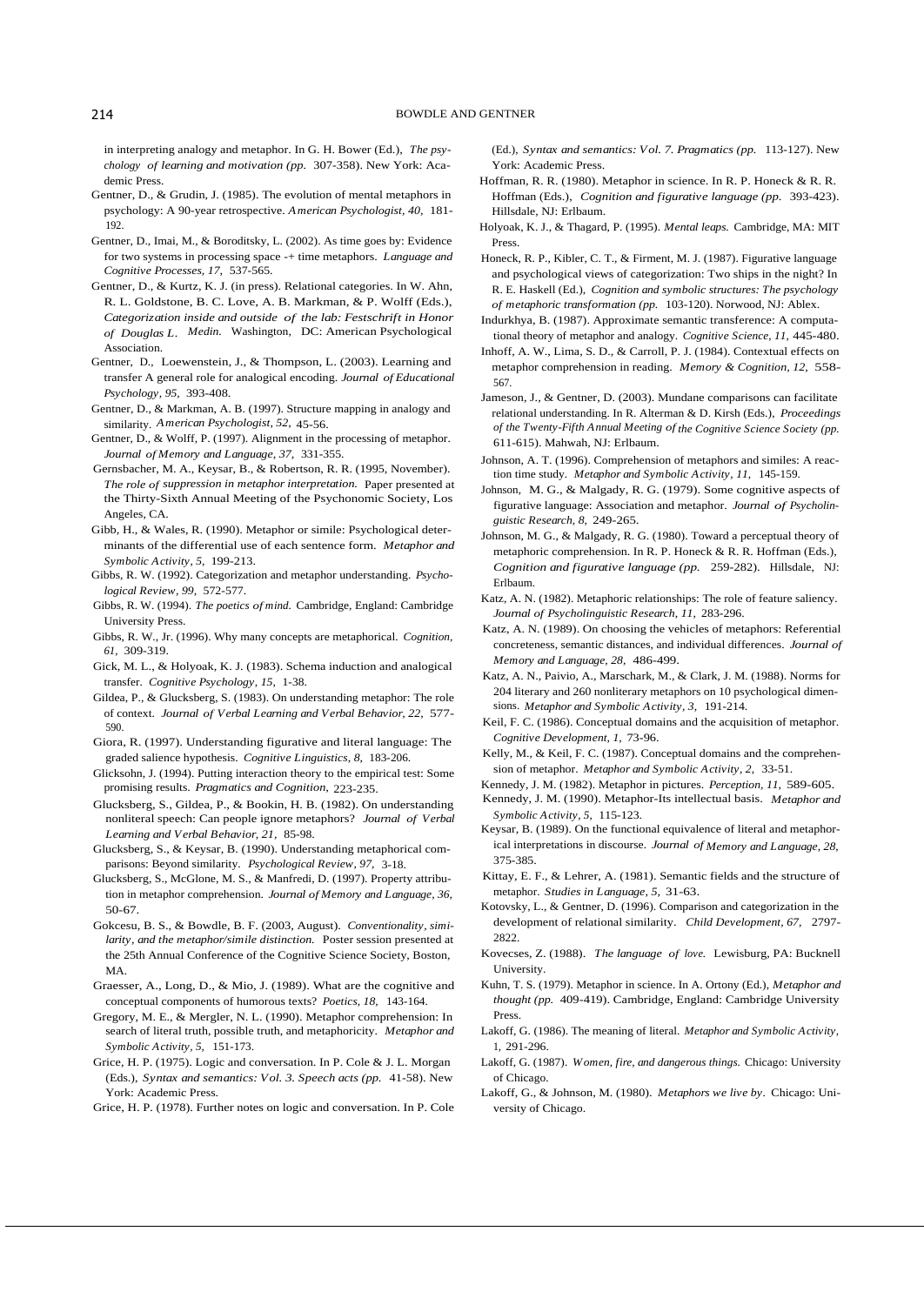in interpreting analogy and metaphor. In G. H. Bower (Ed.), *The psychology of learning and motivation (pp.* 307-358). New York: Academic Press.

Gentner, D., & Grudin, J. (1985). The evolution of mental metaphors in psychology: A 90-year retrospective. *American Psychologist, 40,* 181-192.

Gentner, D., Imai, M., & Boroditsky, L. (2002). As time goes by: Evidence for two systems in processing space -+ time metaphors. *Language and Cognitive Processes, 17,* 537-565.

Gentner, D., & Kurtz, K. J. (in press). Relational categories. In W. Ahn, R. L. Goldstone, B. C. Love, A. B. Markman, & P. Wolff (Eds.), *Categorization inside and outside of the lab: Festschrift in Honor of Douglas L. Medin.* Washington, DC: American Psychological Association.

Gentner, D., Loewenstein, J., & Thompson, L. (2003). Learning and transfer A general role for analogical encoding. *Journal of Educational Psychology, 95,* 393-408.

Gentner, D., & Markman, A. B. (1997). Structure mapping in analogy and similarity. *American Psychologist, 52,* 45-56.

Gentner, D., & Wolff, P. (1997). Alignment in the processing of metaphor. *Journal of Memory and Language, 37,* 331-355.

Gernsbacher, M. A., Keysar, B., & Robertson, R. R. (1995, November). *The role of suppression in metaphor interpretation.* Paper presented at the Thirty-Sixth Annual Meeting of the Psychonomic Society, Los Angeles, CA.

Gibb, H., & Wales, R. (1990). Metaphor or simile: Psychological determinants of the differential use of each sentence form. *Metaphor and Symbolic Activity, 5,* 199-213.

Gibbs, R. W. (1992). Categorization and metaphor understanding. *Psychological Review, 99,* 572-577.

Gibbs, R. W. (1994). *The poetics of mind.* Cambridge, England: Cambridge University Press.

Gibbs, R. W., Jr. (1996). Why many concepts are metaphorical. *Cognition, 61,* 309-319.

Gick, M. L., & Holyoak, K. J. (1983). Schema induction and analogical transfer. *Cognitive Psychology, 15,* 1-38.

Gildea, P., & Glucksberg, S. (1983). On understanding metaphor: The role of context. *Journal of Verbal Learning and Verbal Behavior, 22,* 577-590.

Giora, R. (1997). Understanding figurative and literal language: The graded salience hypothesis. *Cognitive Linguistics, 8,* 183-206.

Glicksohn, J. (1994). Putting interaction theory to the empirical test: Some promising results. *Pragmatics and Cognition,* 223-235.

Glucksberg, S., Gildea, P., & Bookin, H. B. (1982). On understanding nonliteral speech: Can people ignore metaphors? *Journal of Verbal Learning and Verbal Behavior, 21,* 85-98.

Glucksberg, S., & Keysar, B. (1990). Understanding metaphorical comparisons: Beyond similarity. *Psychological Review, 97,* 3-18.

Glucksberg, S., McGlone, M. S., & Manfredi, D. (1997). Property attribution in metaphor comprehension. *Journal of Memory and Language, 36,* 50-67.

Gokcesu, B. S., & Bowdle, B. F. (2003, August). *Conventionality, similarity, and the metaphor/simile distinction.* Poster session presented at the 25th Annual Conference of the Cognitive Science Society, Boston, MA.

Graesser, A., Long, D., & Mio, J. (1989). What are the cognitive and conceptual components of humorous texts? *Poetics, 18,* 143-164.

Gregory, M. E., & Mergler, N. L. (1990). Metaphor comprehension: In search of literal truth, possible truth, and metaphoricity. *Metaphor and Symbolic Activity, 5,* 151-173.

Grice, H. P. (1975). Logic and conversation. In P. Cole & J. L. Morgan (Eds.), *Syntax and semantics: Vol. 3. Speech acts (pp.* 41-58). New York: Academic Press.

Grice, H. P. (1978). Further notes on logic and conversation. In P. Cole (Ed.), *Syntax and semantics: Vol. 7. Pragmatics (pp.* 113-127). New York: Academic Press.

Hoffman, R. R. (1980). Metaphor in science. In R. P. Honeck & R. R. Hoffman (Eds.), *Cognition and figurative language (pp.* 393-423). Hillsdale, NJ: Erlbaum.

Holyoak, K. J., & Thagard, P. (1995). *Mental leaps.* Cambridge, MA: MIT Press.

Honeck, R. P., Kibler, C. T., & Firment, M. J. (1987). Figurative language and psychological views of categorization: Two ships in the night? In R. E. Haskell (Ed.), *Cognition and symbolic structures: The psychology of metaphoric transformation (pp.* 103-120). Norwood, NJ: Ablex.

Indurkhya, B. (1987). Approximate semantic transference: A computational theory of metaphor and analogy. *Cognitive Science, 11,* 445-480.

Inhoff, A. W., Lima, S. D., & Carroll, P. J. (1984). Contextual effects on metaphor comprehension in reading. *Memory & Cognition, 12,* 558-567.

Jameson, J., & Gentner, D. (2003). Mundane comparisons can facilitate relational understanding. In R. Alterman & D. Kirsh (Eds.), *Proceedings of the Twenty-Fifth Annual Meeting of the Cognitive Science Society (pp.* 611-615). Mahwah, NJ: Erlbaum.

Johnson, A. T. (1996). Comprehension of metaphors and similes: A reaction time study. *Metaphor and Symbolic Activity, 11,* 145-159.

Johnson, M. G., & Malgady, R. G. (1979). Some cognitive aspects of figurative language: Association and metaphor. *Journal of Psycholinguistic Research, 8,* 249-265.

Johnson, M. G., & Malgady, R. G. (1980). Toward a perceptual theory of metaphoric comprehension. In R. P. Honeck & R. R. Hoffman (Eds.), *Cognition and figurative language (pp.* 259-282). Hillsdale, NJ: Erlbaum.

Katz, A. N. (1982). Metaphoric relationships: The role of feature saliency. *Journal of Psycholinguistic Research, 11,* 283-296.

Katz, A. N. (1989). On choosing the vehicles of metaphors: Referential concreteness, semantic distances, and individual differences. *Journal of Memory and Language, 28,* 486-499.

Katz, A. N., Paivio, A., Marschark, M., & Clark, J. M. (1988). Norms for 204 literary and 260 nonliterary metaphors on 10 psychological dimensions. *Metaphor and Symbolic Activity, 3,* 191-214.

Keil, F. C. (1986). Conceptual domains and the acquisition of metaphor. *Cognitive Development, 1,* 73-96.

Kelly, M., & Keil, F. C. (1987). Conceptual domains and the comprehension of metaphor. *Metaphor and Symbolic Activity, 2,* 33-51.

Kennedy, J. M. (1982). Metaphor in pictures. *Perception, 11,* 589-605.

Kennedy, J. M. (1990). Metaphor-Its intellectual basis. *Metaphor and Symbolic Activity, 5,* 115-123.

Keysar, B. (1989). On the functional equivalence of literal and metaphorical interpretations in discourse. *Journal of Memory and Language, 28,* 375-385.

Kittay, E. F., & Lehrer, A. (1981). Semantic fields and the structure of metaphor. *Studies in Language, 5,* 31-63.

Kotovsky, L., & Gentner, D. (1996). Comparison and categorization in the development of relational similarity. *Child Development, 67,* 2797-2822.

Kovecses, Z. (1988). *The language of love.* Lewisburg, PA: Bucknell University.

Kuhn, T. S. (1979). Metaphor in science. In A. Ortony (Ed.), *Metaphor and thought (pp.* 409-419). Cambridge, England: Cambridge University Press.

Lakoff, G. (1986). The meaning of literal. *Metaphor and Symbolic Activity, 1,* 291-296.

Lakoff, G. (1987). *Women, fire, and dangerous things.* Chicago: University of Chicago.

Lakoff, G., & Johnson, M. (1980). *Metaphors we live by.* Chicago: University of Chicago.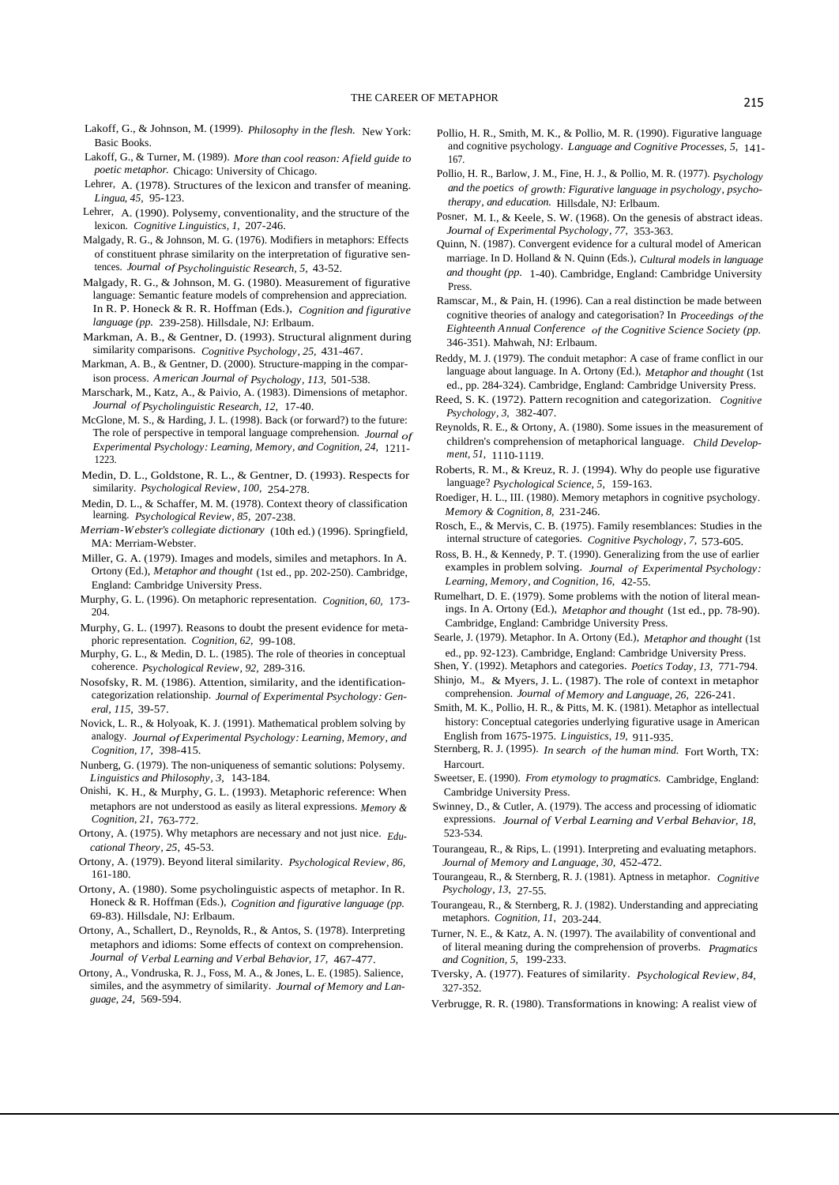Lakoff, G., & Johnson, M. (1999). *Philosophy in the flesh.* New York: Basic Books.

Lakoff, G., & Turner, M. (1989). *More than cool reason: A field guide to poetic metaphor.* Chicago: University of Chicago.

Lehrer, A. (1978). Structures of the lexicon and transfer of meaning. *Lingua, 45,* 95-123.

Lehrer, A. (1990). Polysemy, conventionality, and the structure of the lexicon. *Cognitive Linguistics, 1,* 207-246.

Malgady, R. G., & Johnson, M. G. (1976). Modifiers in metaphors: Effects of constituent phrase similarity on the interpretation of figurative sentences. *Journal of Psycholinguistic Research, 5,* 43-52.

Malgady, R. G., & Johnson, M. G. (1980). Measurement of figurative language: Semantic feature models of comprehension and appreciation. In R. P. Honeck & R. R. Hoffman (Eds.), *Cognition and figurative language (pp.* 239-258). Hillsdale, NJ: Erlbaum.

Markman, A. B., & Gentner, D. (1993). Structural alignment during similarity comparisons. *Cognitive Psychology, 25,* 431-467.

Markman, A. B., & Gentner, D. (2000). Structure-mapping in the comparison process. *American Journal of Psychology, 113,* 501-538.

Marschark, M., Katz, A., & Paivio, A. (1983). Dimensions of metaphor. *Journal of Psycholinguistic Research, 12,* 17-40.

McGlone, M. S., & Harding, J. L. (1998). Back (or forward?) to the future: The role of perspective in temporal language comprehension. *Journal of Experimental Psychology: Learning, Memory, and Cognition, 24,* 1211-1223.

Medin, D. L., Goldstone, R. L., & Gentner, D. (1993). Respects for similarity. *Psychological Review, 100,* 254-278.

Medin, D. L., & Schaffer, M. M. (1978). Context theory of classification learning. *Psychological Review, 85,* 207-238.

*Merriam-Webster's collegiate dictionary* (10th ed.) (1996). Springfield, MA: Merriam-Webster.

Miller, G. A. (1979). Images and models, similes and metaphors. In A. Ortony (Ed.), *Metaphor and thought* (1st ed., pp. 202-250). Cambridge, England: Cambridge University Press.

Murphy, G. L. (1996). On metaphoric representation. *Cognition, 60,* 173-204.

Murphy, G. L. (1997). Reasons to doubt the present evidence for metaphoric representation. *Cognition, 62,* 99-108.

Murphy, G. L., & Medin, D. L. (1985). The role of theories in conceptual coherence. *Psychological Review, 92,* 289-316.

Nosofsky, R. M. (1986). Attention, similarity, and the identification-categorization relationship. *Journal of Experimental Psychology: General, 115,* 39-57.

Novick, L. R., & Holyoak, K. J. (1991). Mathematical problem solving by analogy. *Journal of Experimental Psychology: Learning, Memory, and Cognition, 17,* 398-415.

Nunberg, G. (1979). The non-uniqueness of semantic solutions: Polysemy. *Linguistics and Philosophy, 3,* 143-184.

Onishi, K. H., & Murphy, G. L. (1993). Metaphoric reference: When metaphors are not understood as easily as literal expressions. *Memory & Cognition, 21,* 763-772.

Ortony, A. (1975). Why metaphors are necessary and not just nice. *Educational Theory, 25,* 45-53.

Ortony, A. (1979). Beyond literal similarity. *Psychological Review, 86,* 161-180.

Ortony, A. (1980). Some psycholinguistic aspects of metaphor. In R. Honeck & R. Hoffman (Eds.), *Cognition and figurative language (pp.* 69-83). Hillsdale, NJ: Erlbaum.

Ortony, A., Schallert, D., Reynolds, R., & Antos, S. (1978). Interpreting metaphors and idioms: Some effects of context on comprehension. *Journal of Verbal Learning and Verbal Behavior, 17,* 467-477.

Ortony, A., Vondruska, R. J., Foss, M. A., & Jones, L. E. (1985). Salience, similes, and the asymmetry of similarity. *Journal of Memory and Language, 24,* 569-594.

Pollio, H. R., Smith, M. K., & Pollio, M. R. (1990). Figurative language and cognitive psychology. *Language and Cognitive Processes, 5,* 141-167.

Pollio, H. R., Barlow, J. M., Fine, H. J., & Pollio, M. R. (1977). *Psychology and the poetics of growth: Figurative language in psychology, psychotherapy, and education.* Hillsdale, NJ: Erlbaum.

Posner, M. I., & Keele, S. W. (1968). On the genesis of abstract ideas. *Journal of Experimental Psychology, 77,* 353-363.

Quinn, N. (1987). Convergent evidence for a cultural model of American marriage. In D. Holland & N. Quinn (Eds.), *Cultural models in language and thought (pp.* 1-40). Cambridge, England: Cambridge University Press.

Ramscar, M., & Pain, H. (1996). Can a real distinction be made between cognitive theories of analogy and categorisation? In *Proceedings of the Eighteenth Annual Conference of the Cognitive Science Society (pp.* 346-351). Mahwah, NJ: Erlbaum.

Reddy, M. J. (1979). The conduit metaphor: A case of frame conflict in our language about language. In A. Ortony (Ed.), *Metaphor and thought* (1st ed., pp. 284-324). Cambridge, England: Cambridge University Press.

Reed, S. K. (1972). Pattern recognition and categorization. *Cognitive Psychology, 3,* 382-407.

Reynolds, R. E., & Ortony, A. (1980). Some issues in the measurement of children's comprehension of metaphorical language. *Child Development, 51,* 1110-1119.

Roberts, R. M., & Kreuz, R. J. (1994). Why do people use figurative language? *Psychological Science, 5,* 159-163.

Roediger, H. L., III. (1980). Memory metaphors in cognitive psychology. *Memory & Cognition, 8,* 231-246.

Rosch, E., & Mervis, C. B. (1975). Family resemblances: Studies in the internal structure of categories. *Cognitive Psychology, 7,* 573-605.

Ross, B. H., & Kennedy, P. T. (1990). Generalizing from the use of earlier examples in problem solving. *Journal of Experimental Psychology: Learning, Memory, and Cognition, 16,* 42-55.

Rumelhart, D. E. (1979). Some problems with the notion of literal meanings. In A. Ortony (Ed.), *Metaphor and thought* (1st ed., pp. 78-90). Cambridge, England: Cambridge University Press.

Searle, J. (1979). Metaphor. In A. Ortony (Ed.), *Metaphor and thought* (1st ed., pp. 92-123). Cambridge, England: Cambridge University Press.

Shen, Y. (1992). Metaphors and categories. *Poetics Today, 13,* 771-794.

Shinjo, M., & Myers, J. L. (1987). The role of context in metaphor comprehension. *Journal of Memory and Language, 26,* 226-241.

Smith, M. K., Pollio, H. R., & Pitts, M. K. (1981). Metaphor as intellectual history: Conceptual categories underlying figurative usage in American English from 1675-1975. *Linguistics, 19,* 911-935.

Sternberg, R. J. (1995). *In search of the human mind.* Fort Worth, TX: Harcourt.

Sweetser, E. (1990). *From etymology to pragmatics.* Cambridge, England: Cambridge University Press.

Swinney, D., & Cutler, A. (1979). The access and processing of idiomatic expressions. *Journal of Verbal Learning and Verbal Behavior, 18,* 523-534.

Tourangeau, R., & Rips, L. (1991). Interpreting and evaluating metaphors. *Journal of Memory and Language, 30,* 452-472.

Tourangeau, R., & Sternberg, R. J. (1981). Aptness in metaphor. *Cognitive Psychology, 13,* 27-55.

Tourangeau, R., & Sternberg, R. J. (1982). Understanding and appreciating metaphors. *Cognition, 11,* 203-244.

Turner, N. E., & Katz, A. N. (1997). The availability of conventional and of literal meaning during the comprehension of proverbs. *Pragmatics and Cognition, 5,* 199-233.

Tversky, A. (1977). Features of similarity. *Psychological Review, 84,* 327-352.

Verbrugge, R. R. (1980). Transformations in knowing: A realist view of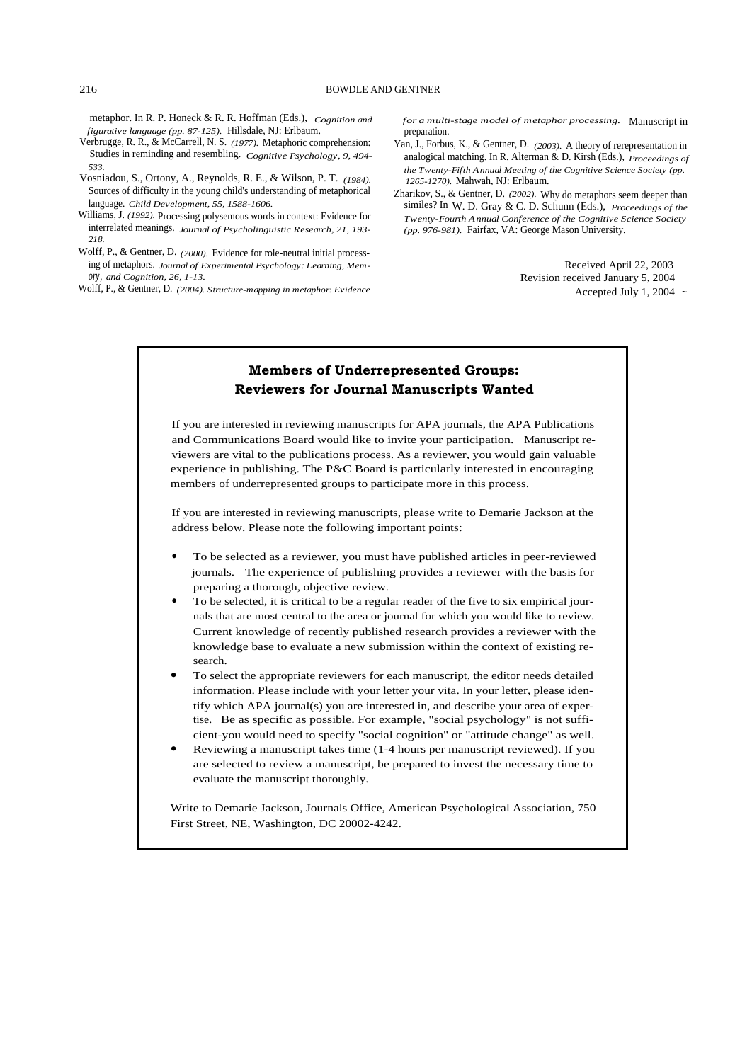metaphor. In R. P. Honeck & R. R. Hoffman (Eds.), *Cognition and figurative language (pp. 87-125).* Hillsdale, NJ: Erlbaum.

Verbrugge, R. R., & McCarrell, N. S. (1977). Metaphoric comprehension: Studies in reminding and resembling. *Cognitive Psychology, 9,* 494-533.

Vosniadou, S., Ortony, A., Reynolds, R. E., & Wilson, P. T. (1984). Sources of difficulty in the young child's understanding of metaphorical language. *Child Development, 55,* 1588-1606.

Williams, J. (1992). Processing polysemous words in context: Evidence for interrelated meanings. *Journal of Psycholinguistic Research, 21,* 193-218.

Wolff, P., & Gentner, D. (2000). Evidence for role-neutral initial processing of metaphors. *Journal of Experimental Psychology: Learning, Memory, and Cognition, 26,* 1-13.

Wolff, P., & Gentner, D. (2004). *Structure-mapping in metaphor: Evidence for a multi-stage model of metaphor processing.* Manuscript in preparation.

Yan, J., Forbus, K., & Gentner, D. (2003). A theory of rerepresentation in analogical matching. In R. Alterman & D. Kirsh (Eds.), *Proceedings of the Twenty-Fifth Annual Meeting of the Cognitive Science Society (pp. 1265-1270).* Mahwah, NJ: Erlbaum.

Zharikov, S., & Gentner, D. (2002). Why do metaphors seem deeper than similes? In W. D. Gray & C. D. Schunn (Eds.), *Proceedings of the Twenty-Fourth Annual Conference of the Cognitive Science Society (pp. 976-981).* Fairfax, VA: George Mason University.

Received April 22, 2003
Revision received January 5, 2004
Accepted July 1, 2004 ■

## Members of Underrepresented Groups: Reviewers for Journal Manuscripts Wanted

If you are interested in reviewing manuscripts for APA journals, the APA Publications and Communications Board would like to invite your participation. Manuscript reviewers are vital to the publications process. As a reviewer, you would gain valuable experience in publishing. The P&C Board is particularly interested in encouraging members of underrepresented groups to participate more in this process.

If you are interested in reviewing manuscripts, please write to Demarie Jackson at the address below. Please note the following important points:

- To be selected as a reviewer, you must have published articles in peer-reviewed journals. The experience of publishing provides a reviewer with the basis for preparing a thorough, objective review.
- To be selected, it is critical to be a regular reader of the five to six empirical journals that are most central to the area or journal for which you would like to review. Current knowledge of recently published research provides a reviewer with the knowledge base to evaluate a new submission within the context of existing research.
- To select the appropriate reviewers for each manuscript, the editor needs detailed information. Please include with your letter your vita. In your letter, please identify which APA journal(s) you are interested in, and describe your area of expertise. Be as specific as possible. For example, "social psychology" is not sufficient-you would need to specify "social cognition" or "attitude change" as well.
- Reviewing a manuscript takes time (1-4 hours per manuscript reviewed). If you are selected to review a manuscript, be prepared to invest the necessary time to evaluate the manuscript thoroughly.

Write to Demarie Jackson, Journals Office, American Psychological Association, 750 First Street, NE, Washington, DC 20002-4242.